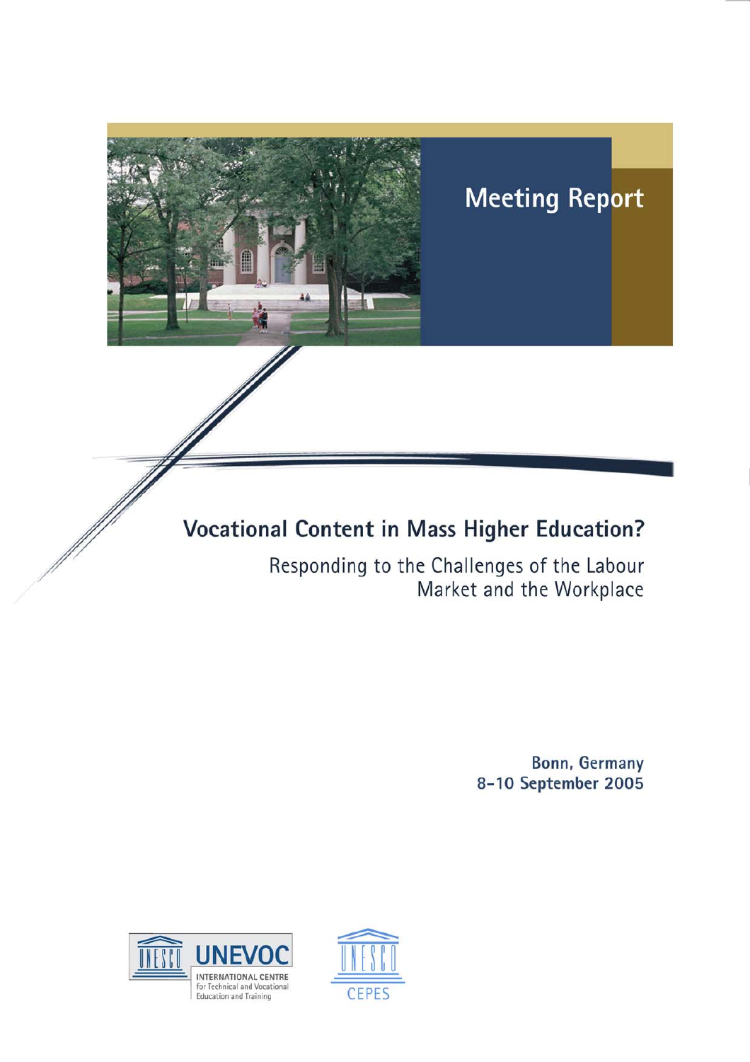Meeting Report

# Vocational Content in Mass Higher Education?

## Responding to the Challenges of the Labour Market and the Workplace

**Bonn, Germany**
**8–10 September 2005**

UNEVOC INTERNATIONAL CENTRE for Technical and Vocational Education and Training

UNESCO CEPES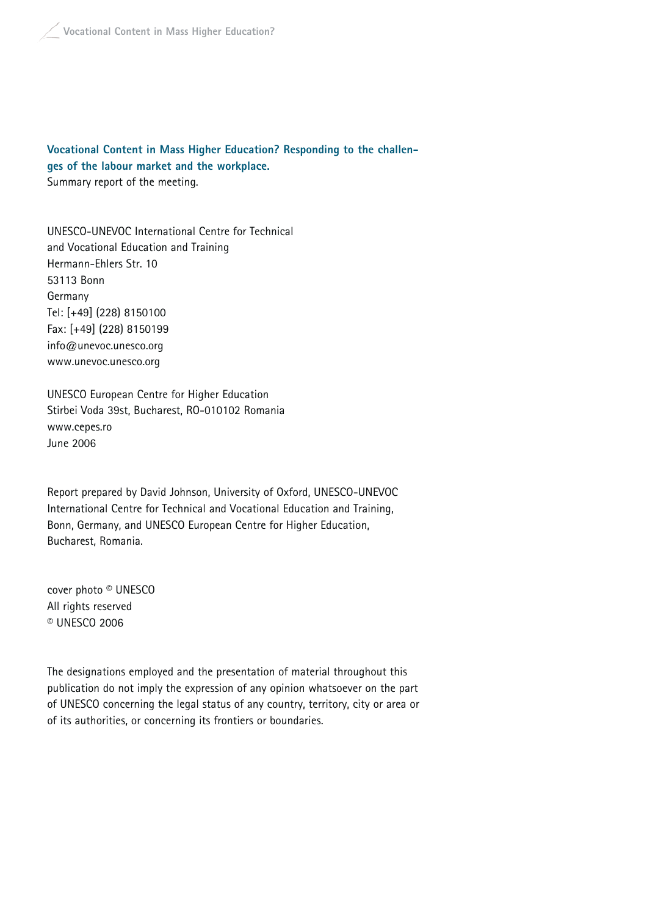**Vocational Content in Mass Higher Education? Responding to the challenges of the labour market and the workplace.**
Summary report of the meeting.

UNESCO-UNEVOC International Centre for Technical
and Vocational Education and Training
Hermann-Ehlers Str. 10
53113 Bonn
Germany
Tel: [+49] (228) 8150100
Fax: [+49] (228) 8150199
info@unevoc.unesco.org
www.unevoc.unesco.org

UNESCO European Centre for Higher Education
Stirbei Voda 39st, Bucharest, RO-010102 Romania
www.cepes.ro
June 2006

Report prepared by David Johnson, University of Oxford, UNESCO-UNEVOC International Centre for Technical and Vocational Education and Training, Bonn, Germany, and UNESCO European Centre for Higher Education, Bucharest, Romania.

cover photo © UNESCO
All rights reserved
© UNESCO 2006

The designations employed and the presentation of material throughout this publication do not imply the expression of any opinion whatsoever on the part of UNESCO concerning the legal status of any country, territory, city or area or of its authorities, or concerning its frontiers or boundaries.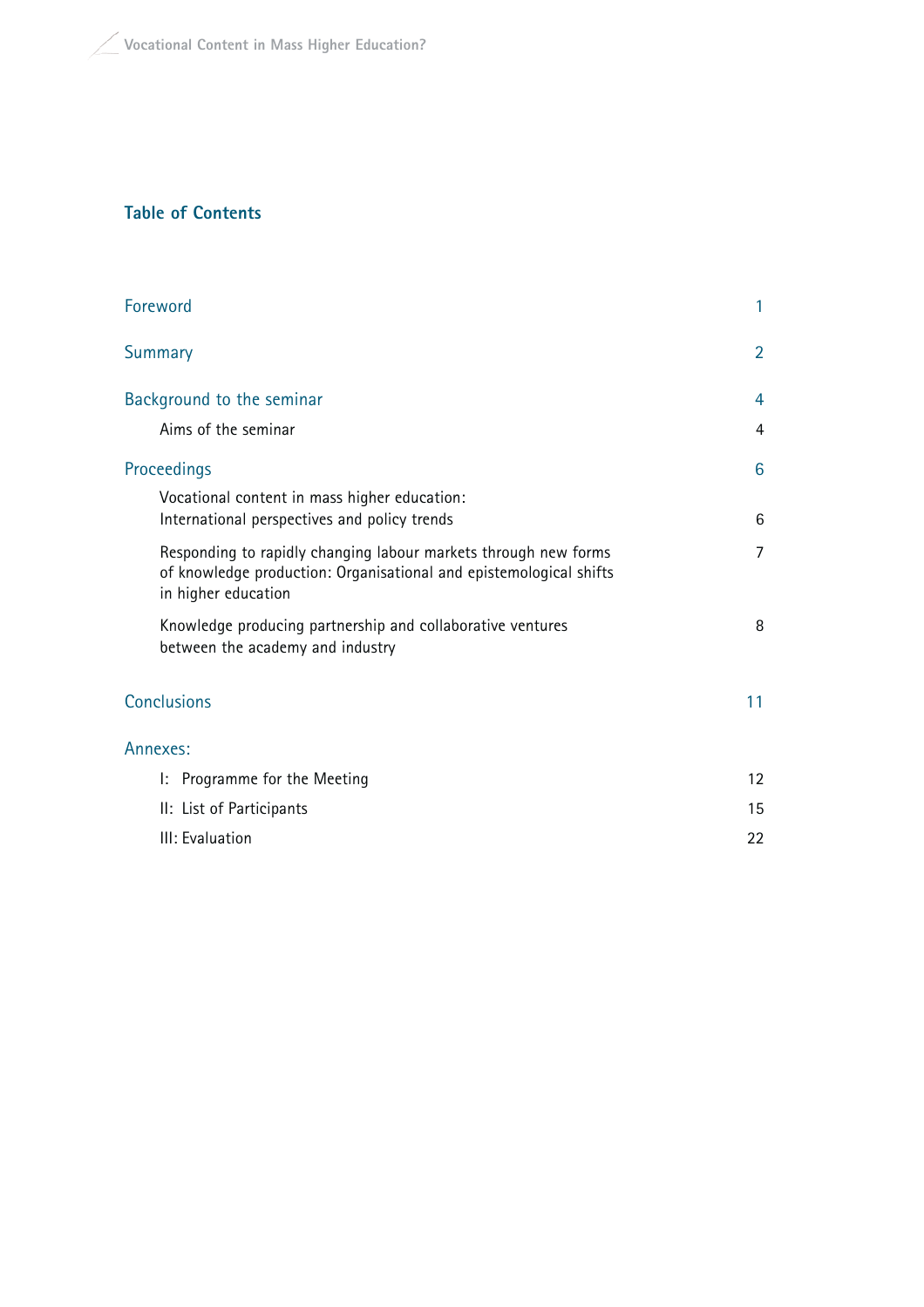## Table of Contents

| | |
|---|---|
| Foreword | 1 |
| Summary | 2 |
| Background to the seminar | 4 |
| Aims of the seminar | 4 |
| Proceedings | 6 |
| Vocational content in mass higher education: International perspectives and policy trends | 6 |
| Responding to rapidly changing labour markets through new forms of knowledge production: Organisational and epistemological shifts in higher education | 7 |
| Knowledge producing partnership and collaborative ventures between the academy and industry | 8 |
| Conclusions | 11 |
| Annexes: | |
| I: Programme for the Meeting | 12 |
| II: List of Participants | 15 |
| III: Evaluation | 22 |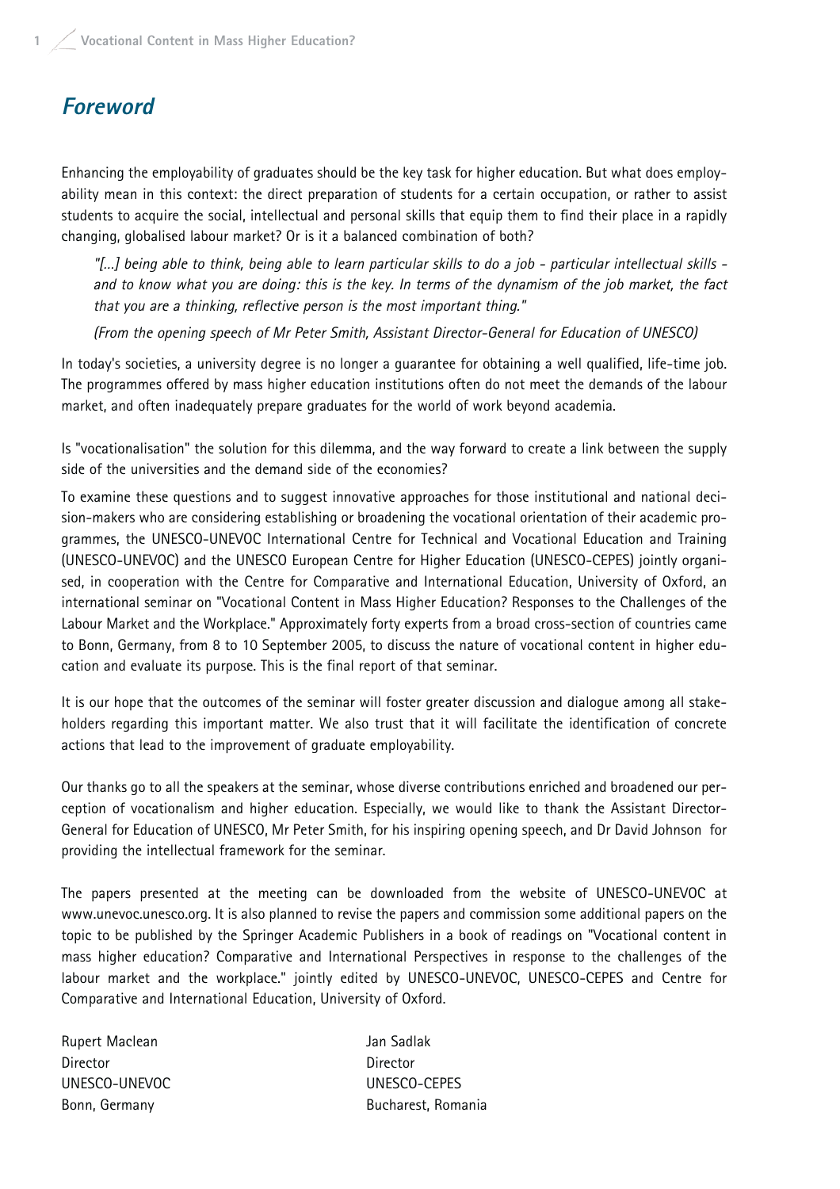# Foreword

Enhancing the employability of graduates should be the key task for higher education. But what does employability mean in this context: the direct preparation of students for a certain occupation, or rather to assist students to acquire the social, intellectual and personal skills that equip them to find their place in a rapidly changing, globalised labour market? Or is it a balanced combination of both?

> *"[...] being able to think, being able to learn particular skills to do a job - particular intellectual skills - and to know what you are doing: this is the key. In terms of the dynamism of the job market, the fact that you are a thinking, reflective person is the most important thing."*
>
> *(From the opening speech of Mr Peter Smith, Assistant Director-General for Education of UNESCO)*

In today's societies, a university degree is no longer a guarantee for obtaining a well qualified, life-time job. The programmes offered by mass higher education institutions often do not meet the demands of the labour market, and often inadequately prepare graduates for the world of work beyond academia.

Is "vocationalisation" the solution for this dilemma, and the way forward to create a link between the supply side of the universities and the demand side of the economies?

To examine these questions and to suggest innovative approaches for those institutional and national decision-makers who are considering establishing or broadening the vocational orientation of their academic programmes, the UNESCO-UNEVOC International Centre for Technical and Vocational Education and Training (UNESCO-UNEVOC) and the UNESCO European Centre for Higher Education (UNESCO-CEPES) jointly organised, in cooperation with the Centre for Comparative and International Education, University of Oxford, an international seminar on "Vocational Content in Mass Higher Education? Responses to the Challenges of the Labour Market and the Workplace." Approximately forty experts from a broad cross-section of countries came to Bonn, Germany, from 8 to 10 September 2005, to discuss the nature of vocational content in higher education and evaluate its purpose. This is the final report of that seminar.

It is our hope that the outcomes of the seminar will foster greater discussion and dialogue among all stakeholders regarding this important matter. We also trust that it will facilitate the identification of concrete actions that lead to the improvement of graduate employability.

Our thanks go to all the speakers at the seminar, whose diverse contributions enriched and broadened our perception of vocationalism and higher education. Especially, we would like to thank the Assistant Director-General for Education of UNESCO, Mr Peter Smith, for his inspiring opening speech, and Dr David Johnson for providing the intellectual framework for the seminar.

The papers presented at the meeting can be downloaded from the website of UNESCO-UNEVOC at www.unevoc.unesco.org. It is also planned to revise the papers and commission some additional papers on the topic to be published by the Springer Academic Publishers in a book of readings on "Vocational content in mass higher education? Comparative and International Perspectives in response to the challenges of the labour market and the workplace." jointly edited by UNESCO-UNEVOC, UNESCO-CEPES and Centre for Comparative and International Education, University of Oxford.

| | |
|---|---|
| Rupert Maclean | Jan Sadlak |
| Director | Director |
| UNESCO-UNEVOC | UNESCO-CEPES |
| Bonn, Germany | Bucharest, Romania |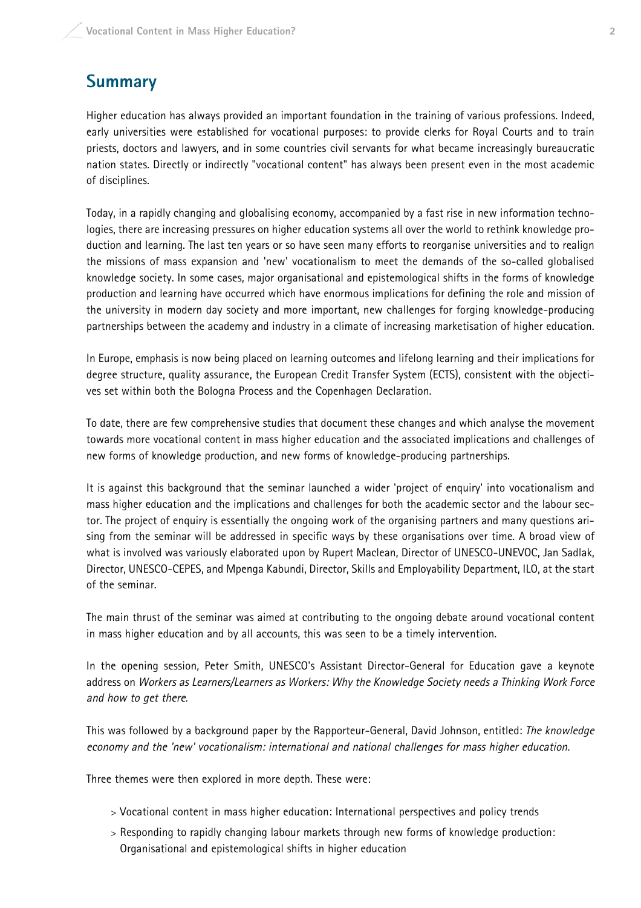## Summary

Higher education has always provided an important foundation in the training of various professions. Indeed, early universities were established for vocational purposes: to provide clerks for Royal Courts and to train priests, doctors and lawyers, and in some countries civil servants for what became increasingly bureaucratic nation states. Directly or indirectly "vocational content" has always been present even in the most academic of disciplines.

Today, in a rapidly changing and globalising economy, accompanied by a fast rise in new information technologies, there are increasing pressures on higher education systems all over the world to rethink knowledge production and learning. The last ten years or so have seen many efforts to reorganise universities and to realign the missions of mass expansion and 'new' vocationalism to meet the demands of the so-called globalised knowledge society. In some cases, major organisational and epistemological shifts in the forms of knowledge production and learning have occurred which have enormous implications for defining the role and mission of the university in modern day society and more important, new challenges for forging knowledge-producing partnerships between the academy and industry in a climate of increasing marketisation of higher education.

In Europe, emphasis is now being placed on learning outcomes and lifelong learning and their implications for degree structure, quality assurance, the European Credit Transfer System (ECTS), consistent with the objectives set within both the Bologna Process and the Copenhagen Declaration.

To date, there are few comprehensive studies that document these changes and which analyse the movement towards more vocational content in mass higher education and the associated implications and challenges of new forms of knowledge production, and new forms of knowledge-producing partnerships.

It is against this background that the seminar launched a wider 'project of enquiry' into vocationalism and mass higher education and the implications and challenges for both the academic sector and the labour sector. The project of enquiry is essentially the ongoing work of the organising partners and many questions arising from the seminar will be addressed in specific ways by these organisations over time. A broad view of what is involved was variously elaborated upon by Rupert Maclean, Director of UNESCO-UNEVOC, Jan Sadlak, Director, UNESCO-CEPES, and Mpenga Kabundi, Director, Skills and Employability Department, ILO, at the start of the seminar.

The main thrust of the seminar was aimed at contributing to the ongoing debate around vocational content in mass higher education and by all accounts, this was seen to be a timely intervention.

In the opening session, Peter Smith, UNESCO's Assistant Director-General for Education gave a keynote address on *Workers as Learners/Learners as Workers: Why the Knowledge Society needs a Thinking Work Force and how to get there*.

This was followed by a background paper by the Rapporteur-General, David Johnson, entitled: *The knowledge economy and the 'new' vocationalism: international and national challenges for mass higher education.*

Three themes were then explored in more depth. These were:

> Vocational content in mass higher education: International perspectives and policy trends

> Responding to rapidly changing labour markets through new forms of knowledge production: Organisational and epistemological shifts in higher education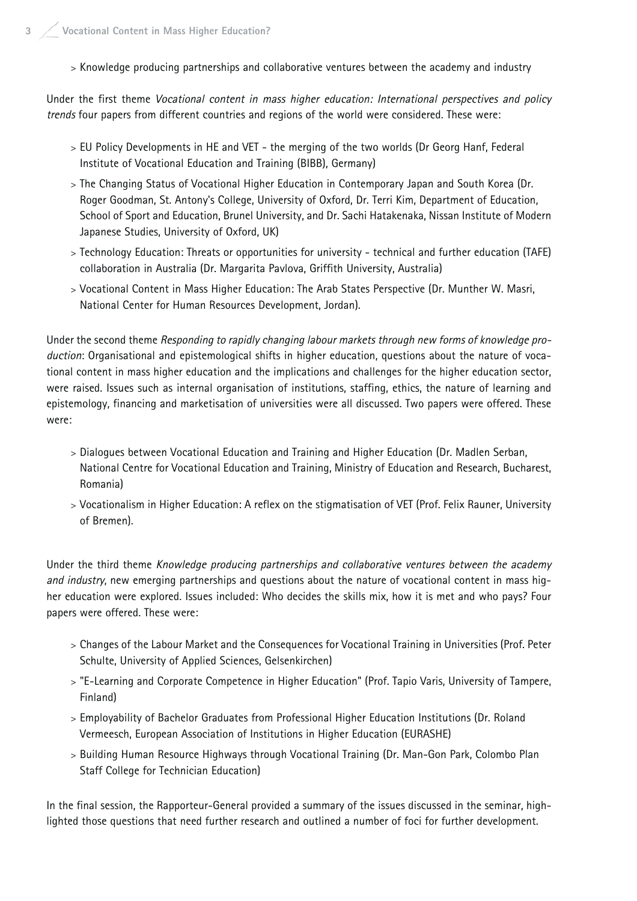> Knowledge producing partnerships and collaborative ventures between the academy and industry

Under the first theme *Vocational content in mass higher education: International perspectives and policy trends* four papers from different countries and regions of the world were considered. These were:

> EU Policy Developments in HE and VET - the merging of the two worlds (Dr Georg Hanf, Federal Institute of Vocational Education and Training (BIBB), Germany)

> The Changing Status of Vocational Higher Education in Contemporary Japan and South Korea (Dr. Roger Goodman, St. Antony's College, University of Oxford, Dr. Terri Kim, Department of Education, School of Sport and Education, Brunel University, and Dr. Sachi Hatakenaka, Nissan Institute of Modern Japanese Studies, University of Oxford, UK)

> Technology Education: Threats or opportunities for university - technical and further education (TAFE) collaboration in Australia (Dr. Margarita Pavlova, Griffith University, Australia)

> Vocational Content in Mass Higher Education: The Arab States Perspective (Dr. Munther W. Masri, National Center for Human Resources Development, Jordan).

Under the second theme *Responding to rapidly changing labour markets through new forms of knowledge production*: Organisational and epistemological shifts in higher education, questions about the nature of vocational content in mass higher education and the implications and challenges for the higher education sector, were raised. Issues such as internal organisation of institutions, staffing, ethics, the nature of learning and epistemology, financing and marketisation of universities were all discussed. Two papers were offered. These were:

> Dialogues between Vocational Education and Training and Higher Education (Dr. Madlen Serban, National Centre for Vocational Education and Training, Ministry of Education and Research, Bucharest, Romania)

> Vocationalism in Higher Education: A reflex on the stigmatisation of VET (Prof. Felix Rauner, University of Bremen).

Under the third theme *Knowledge producing partnerships and collaborative ventures between the academy and industry*, new emerging partnerships and questions about the nature of vocational content in mass higher education were explored. Issues included: Who decides the skills mix, how it is met and who pays? Four papers were offered. These were:

> Changes of the Labour Market and the Consequences for Vocational Training in Universities (Prof. Peter Schulte, University of Applied Sciences, Gelsenkirchen)

> "E-Learning and Corporate Competence in Higher Education" (Prof. Tapio Varis, University of Tampere, Finland)

> Employability of Bachelor Graduates from Professional Higher Education Institutions (Dr. Roland Vermeesch, European Association of Institutions in Higher Education (EURASHE)

> Building Human Resource Highways through Vocational Training (Dr. Man-Gon Park, Colombo Plan Staff College for Technician Education)

In the final session, the Rapporteur-General provided a summary of the issues discussed in the seminar, highlighted those questions that need further research and outlined a number of foci for further development.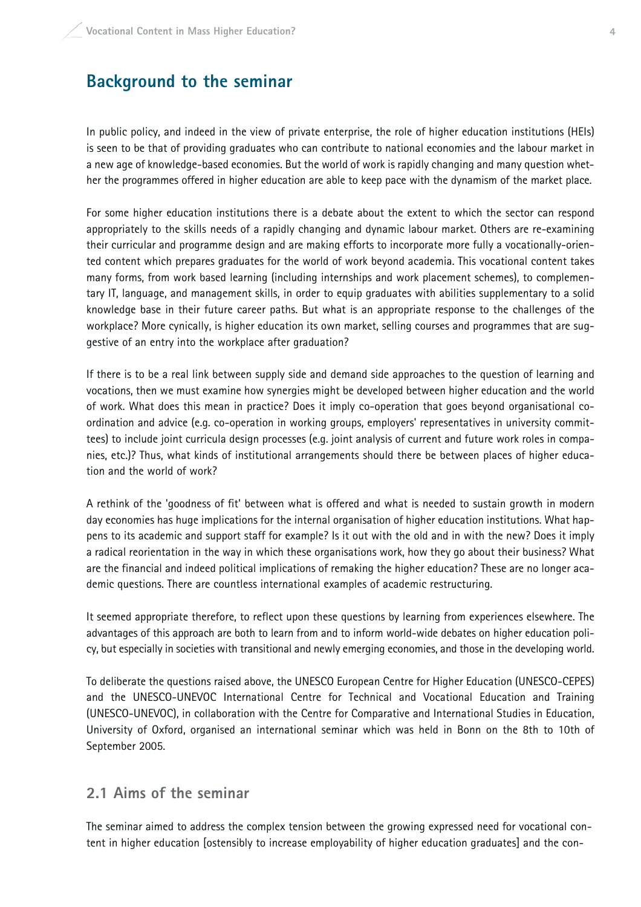## Background to the seminar

In public policy, and indeed in the view of private enterprise, the role of higher education institutions (HEIs) is seen to be that of providing graduates who can contribute to national economies and the labour market in a new age of knowledge-based economies. But the world of work is rapidly changing and many question whether the programmes offered in higher education are able to keep pace with the dynamism of the market place.

For some higher education institutions there is a debate about the extent to which the sector can respond appropriately to the skills needs of a rapidly changing and dynamic labour market. Others are re-examining their curricular and programme design and are making efforts to incorporate more fully a vocationally-oriented content which prepares graduates for the world of work beyond academia. This vocational content takes many forms, from work based learning (including internships and work placement schemes), to complementary IT, language, and management skills, in order to equip graduates with abilities supplementary to a solid knowledge base in their future career paths. But what is an appropriate response to the challenges of the workplace? More cynically, is higher education its own market, selling courses and programmes that are suggestive of an entry into the workplace after graduation?

If there is to be a real link between supply side and demand side approaches to the question of learning and vocations, then we must examine how synergies might be developed between higher education and the world of work. What does this mean in practice? Does it imply co-operation that goes beyond organisational co-ordination and advice (e.g. co-operation in working groups, employers' representatives in university committees) to include joint curricula design processes (e.g. joint analysis of current and future work roles in companies, etc.)? Thus, what kinds of institutional arrangements should there be between places of higher education and the world of work?

A rethink of the 'goodness of fit' between what is offered and what is needed to sustain growth in modern day economies has huge implications for the internal organisation of higher education institutions. What happens to its academic and support staff for example? Is it out with the old and in with the new? Does it imply a radical reorientation in the way in which these organisations work, how they go about their business? What are the financial and indeed political implications of remaking the higher education? These are no longer academic questions. There are countless international examples of academic restructuring.

It seemed appropriate therefore, to reflect upon these questions by learning from experiences elsewhere. The advantages of this approach are both to learn from and to inform world-wide debates on higher education policy, but especially in societies with transitional and newly emerging economies, and those in the developing world.

To deliberate the questions raised above, the UNESCO European Centre for Higher Education (UNESCO-CEPES) and the UNESCO-UNEVOC International Centre for Technical and Vocational Education and Training (UNESCO-UNEVOC), in collaboration with the Centre for Comparative and International Studies in Education, University of Oxford, organised an international seminar which was held in Bonn on the 8th to 10th of September 2005.

### 2.1 Aims of the seminar

The seminar aimed to address the complex tension between the growing expressed need for vocational content in higher education [ostensibly to increase employability of higher education graduates] and the con-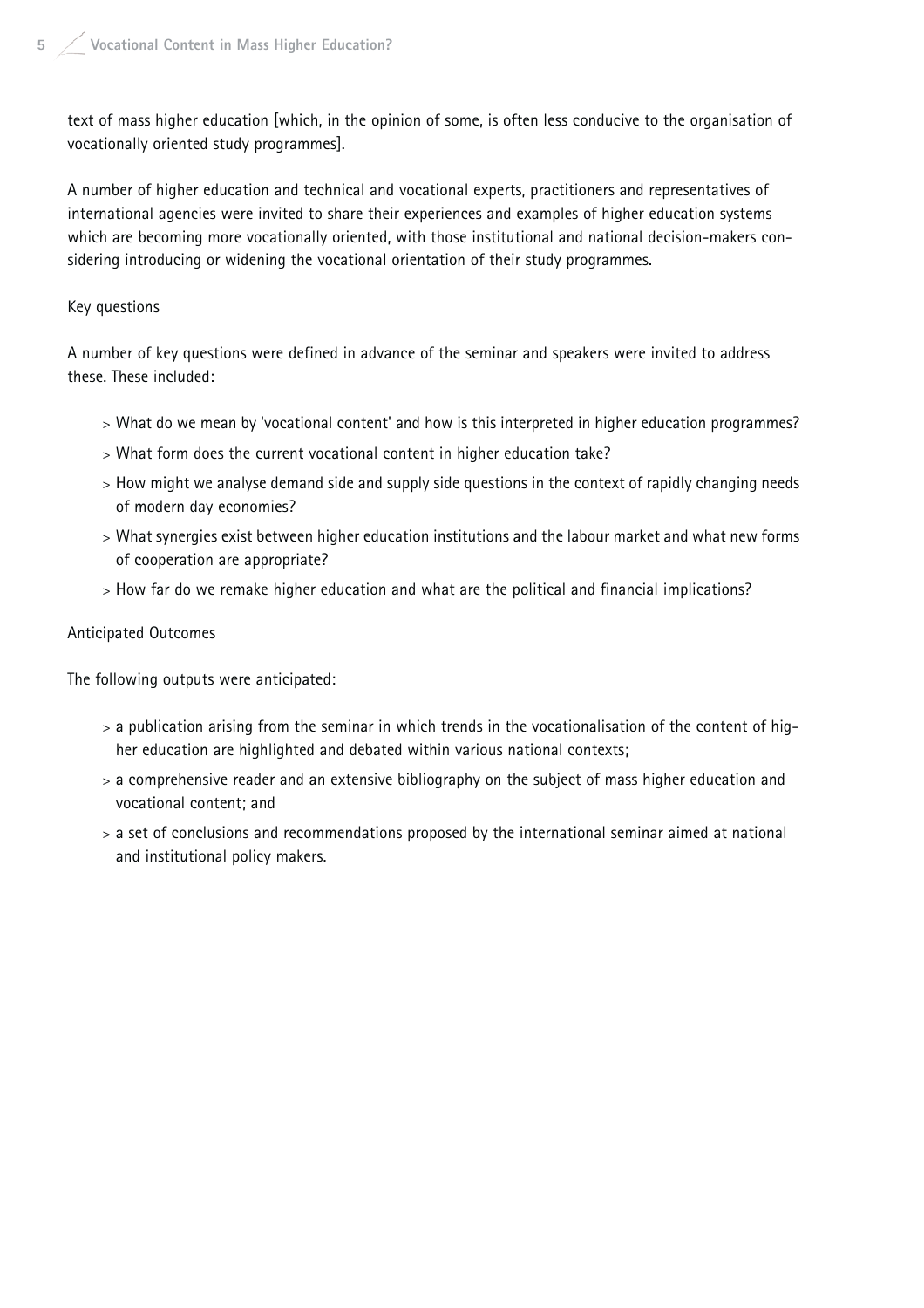text of mass higher education [which, in the opinion of some, is often less conducive to the organisation of vocationally oriented study programmes].

A number of higher education and technical and vocational experts, practitioners and representatives of international agencies were invited to share their experiences and examples of higher education systems which are becoming more vocationally oriented, with those institutional and national decision-makers considering introducing or widening the vocational orientation of their study programmes.

## Key questions

A number of key questions were defined in advance of the seminar and speakers were invited to address these. These included:

- What do we mean by 'vocational content' and how is this interpreted in higher education programmes?
- What form does the current vocational content in higher education take?
- How might we analyse demand side and supply side questions in the context of rapidly changing needs of modern day economies?
- What synergies exist between higher education institutions and the labour market and what new forms of cooperation are appropriate?
- How far do we remake higher education and what are the political and financial implications?

## Anticipated Outcomes

The following outputs were anticipated:

- a publication arising from the seminar in which trends in the vocationalisation of the content of higher education are highlighted and debated within various national contexts;
- a comprehensive reader and an extensive bibliography on the subject of mass higher education and vocational content; and
- a set of conclusions and recommendations proposed by the international seminar aimed at national and institutional policy makers.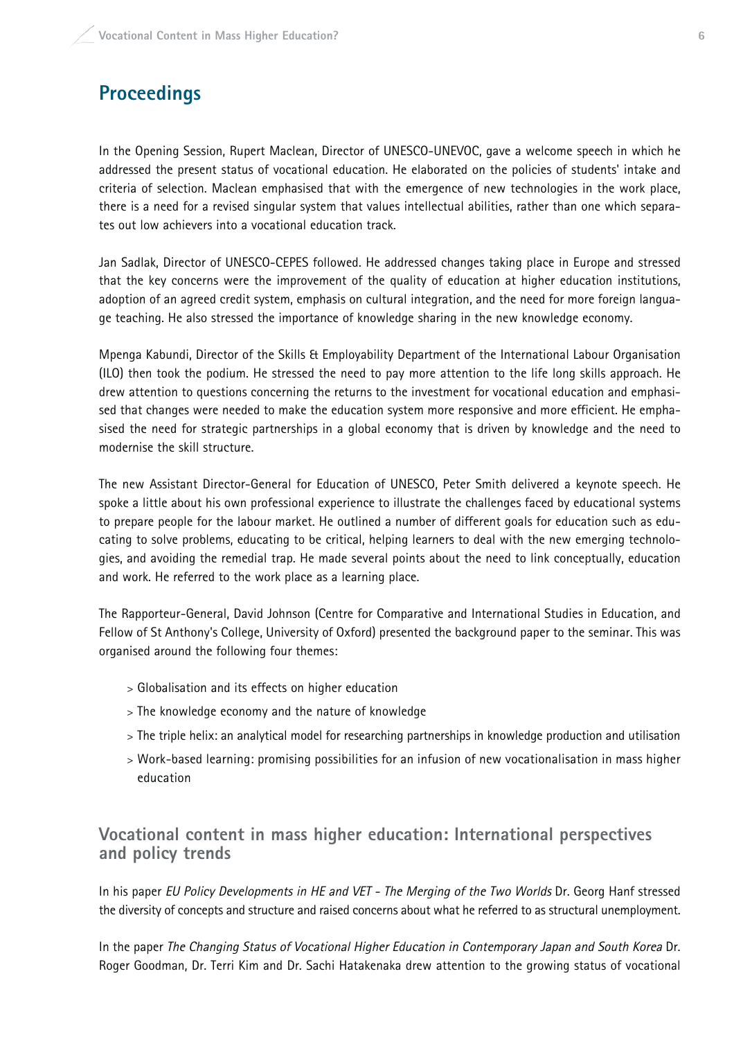# Proceedings

In the Opening Session, Rupert Maclean, Director of UNESCO-UNEVOC, gave a welcome speech in which he addressed the present status of vocational education. He elaborated on the policies of students' intake and criteria of selection. Maclean emphasised that with the emergence of new technologies in the work place, there is a need for a revised singular system that values intellectual abilities, rather than one which separates out low achievers into a vocational education track.

Jan Sadlak, Director of UNESCO-CEPES followed. He addressed changes taking place in Europe and stressed that the key concerns were the improvement of the quality of education at higher education institutions, adoption of an agreed credit system, emphasis on cultural integration, and the need for more foreign language teaching. He also stressed the importance of knowledge sharing in the new knowledge economy.

Mpenga Kabundi, Director of the Skills & Employability Department of the International Labour Organisation (ILO) then took the podium. He stressed the need to pay more attention to the life long skills approach. He drew attention to questions concerning the returns to the investment for vocational education and emphasised that changes were needed to make the education system more responsive and more efficient. He emphasised the need for strategic partnerships in a global economy that is driven by knowledge and the need to modernise the skill structure.

The new Assistant Director-General for Education of UNESCO, Peter Smith delivered a keynote speech. He spoke a little about his own professional experience to illustrate the challenges faced by educational systems to prepare people for the labour market. He outlined a number of different goals for education such as educating to solve problems, educating to be critical, helping learners to deal with the new emerging technologies, and avoiding the remedial trap. He made several points about the need to link conceptually, education and work. He referred to the work place as a learning place.

The Rapporteur-General, David Johnson (Centre for Comparative and International Studies in Education, and Fellow of St Anthony's College, University of Oxford) presented the background paper to the seminar. This was organised around the following four themes:

- Globalisation and its effects on higher education
- The knowledge economy and the nature of knowledge
- The triple helix: an analytical model for researching partnerships in knowledge production and utilisation
- Work-based learning: promising possibilities for an infusion of new vocationalisation in mass higher education

## Vocational content in mass higher education: International perspectives and policy trends

In his paper *EU Policy Developments in HE and VET - The Merging of the Two Worlds* Dr. Georg Hanf stressed the diversity of concepts and structure and raised concerns about what he referred to as structural unemployment.

In the paper *The Changing Status of Vocational Higher Education in Contemporary Japan and South Korea* Dr. Roger Goodman, Dr. Terri Kim and Dr. Sachi Hatakenaka drew attention to the growing status of vocational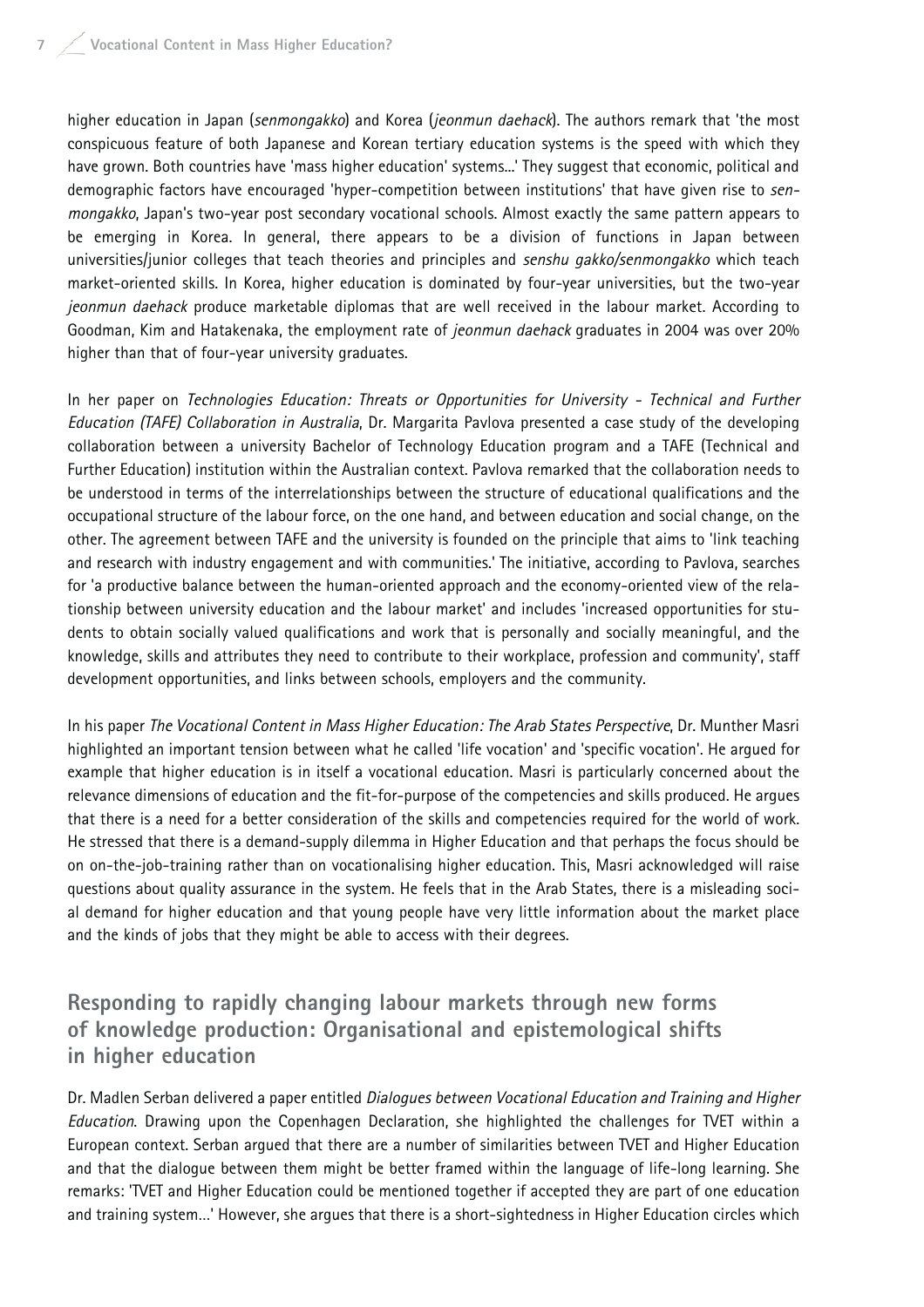higher education in Japan (*senmongakko*) and Korea (*jeonmun daehack*). The authors remark that 'the most conspicuous feature of both Japanese and Korean tertiary education systems is the speed with which they have grown. Both countries have 'mass higher education' systems...' They suggest that economic, political and demographic factors have encouraged 'hyper-competition between institutions' that have given rise to *senmongakko*, Japan's two-year post secondary vocational schools. Almost exactly the same pattern appears to be emerging in Korea. In general, there appears to be a division of functions in Japan between universities/junior colleges that teach theories and principles and *senshu gakko/senmongakko* which teach market-oriented skills. In Korea, higher education is dominated by four-year universities, but the two-year *jeonmun daehack* produce marketable diplomas that are well received in the labour market. According to Goodman, Kim and Hatakenaka, the employment rate of *jeonmun daehack* graduates in 2004 was over 20% higher than that of four-year university graduates.

In her paper on *Technologies Education: Threats or Opportunities for University - Technical and Further Education (TAFE) Collaboration in Australia*, Dr. Margarita Pavlova presented a case study of the developing collaboration between a university Bachelor of Technology Education program and a TAFE (Technical and Further Education) institution within the Australian context. Pavlova remarked that the collaboration needs to be understood in terms of the interrelationships between the structure of educational qualifications and the occupational structure of the labour force, on the one hand, and between education and social change, on the other. The agreement between TAFE and the university is founded on the principle that aims to 'link teaching and research with industry engagement and with communities.' The initiative, according to Pavlova, searches for 'a productive balance between the human-oriented approach and the economy-oriented view of the relationship between university education and the labour market' and includes 'increased opportunities for students to obtain socially valued qualifications and work that is personally and socially meaningful, and the knowledge, skills and attributes they need to contribute to their workplace, profession and community', staff development opportunities, and links between schools, employers and the community.

In his paper *The Vocational Content in Mass Higher Education: The Arab States Perspective*, Dr. Munther Masri highlighted an important tension between what he called 'life vocation' and 'specific vocation'. He argued for example that higher education is in itself a vocational education. Masri is particularly concerned about the relevance dimensions of education and the fit-for-purpose of the competencies and skills produced. He argues that there is a need for a better consideration of the skills and competencies required for the world of work. He stressed that there is a demand-supply dilemma in Higher Education and that perhaps the focus should be on on-the-job-training rather than on vocationalising higher education. This, Masri acknowledged will raise questions about quality assurance in the system. He feels that in the Arab States, there is a misleading social demand for higher education and that young people have very little information about the market place and the kinds of jobs that they might be able to access with their degrees.

## Responding to rapidly changing labour markets through new forms of knowledge production: Organisational and epistemological shifts in higher education

Dr. Madlen Serban delivered a paper entitled *Dialogues between Vocational Education and Training and Higher Education*. Drawing upon the Copenhagen Declaration, she highlighted the challenges for TVET within a European context. Serban argued that there are a number of similarities between TVET and Higher Education and that the dialogue between them might be better framed within the language of life-long learning. She remarks: 'TVET and Higher Education could be mentioned together if accepted they are part of one education and training system...' However, she argues that there is a short-sightedness in Higher Education circles which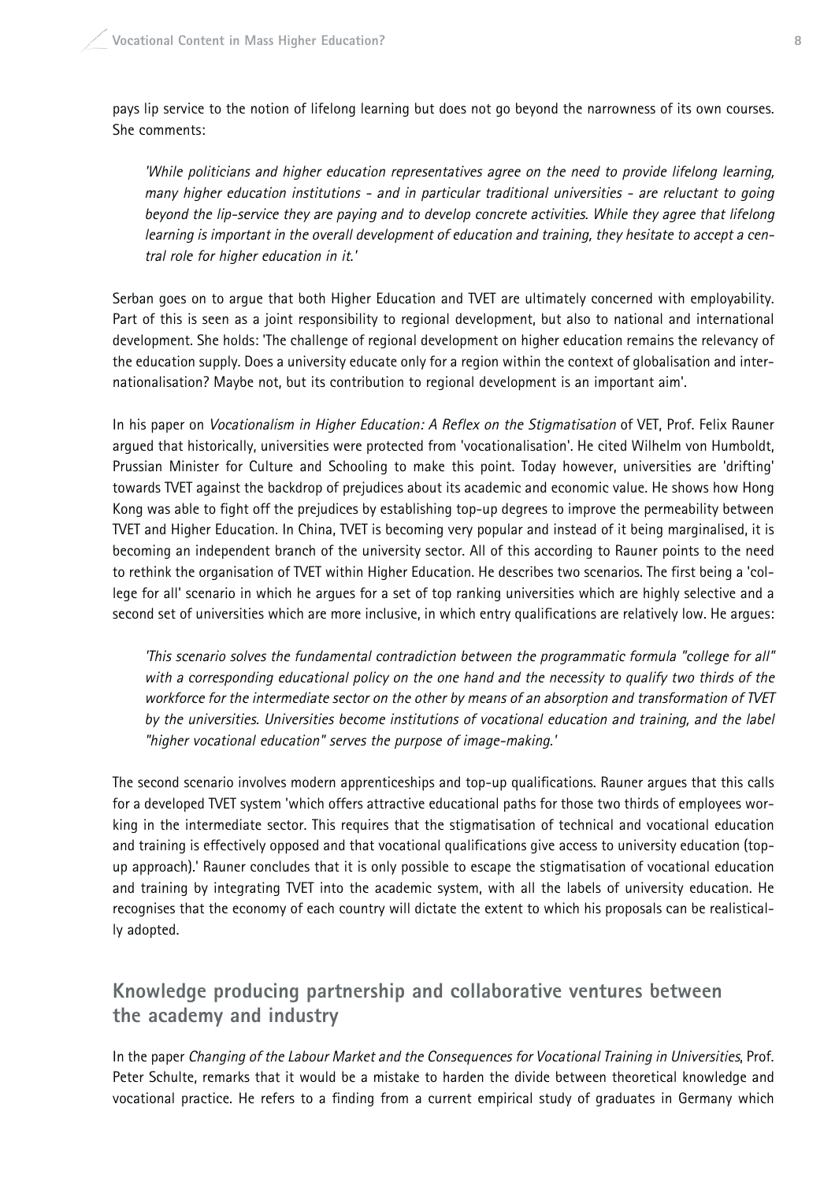pays lip service to the notion of lifelong learning but does not go beyond the narrowness of its own courses. She comments:

> *'While politicians and higher education representatives agree on the need to provide lifelong learning, many higher education institutions - and in particular traditional universities - are reluctant to going beyond the lip-service they are paying and to develop concrete activities. While they agree that lifelong learning is important in the overall development of education and training, they hesitate to accept a central role for higher education in it.'*

Serban goes on to argue that both Higher Education and TVET are ultimately concerned with employability. Part of this is seen as a joint responsibility to regional development, but also to national and international development. She holds: 'The challenge of regional development on higher education remains the relevancy of the education supply. Does a university educate only for a region within the context of globalisation and internationalisation? Maybe not, but its contribution to regional development is an important aim'.

In his paper on *Vocationalism in Higher Education: A Reflex on the Stigmatisation* of VET, Prof. Felix Rauner argued that historically, universities were protected from 'vocationalisation'. He cited Wilhelm von Humboldt, Prussian Minister for Culture and Schooling to make this point. Today however, universities are 'drifting' towards TVET against the backdrop of prejudices about its academic and economic value. He shows how Hong Kong was able to fight off the prejudices by establishing top-up degrees to improve the permeability between TVET and Higher Education. In China, TVET is becoming very popular and instead of it being marginalised, it is becoming an independent branch of the university sector. All of this according to Rauner points to the need to rethink the organisation of TVET within Higher Education. He describes two scenarios. The first being a 'college for all' scenario in which he argues for a set of top ranking universities which are highly selective and a second set of universities which are more inclusive, in which entry qualifications are relatively low. He argues:

> *'This scenario solves the fundamental contradiction between the programmatic formula "college for all" with a corresponding educational policy on the one hand and the necessity to qualify two thirds of the workforce for the intermediate sector on the other by means of an absorption and transformation of TVET by the universities. Universities become institutions of vocational education and training, and the label "higher vocational education" serves the purpose of image-making.'*

The second scenario involves modern apprenticeships and top-up qualifications. Rauner argues that this calls for a developed TVET system 'which offers attractive educational paths for those two thirds of employees working in the intermediate sector. This requires that the stigmatisation of technical and vocational education and training is effectively opposed and that vocational qualifications give access to university education (top-up approach).' Rauner concludes that it is only possible to escape the stigmatisation of vocational education and training by integrating TVET into the academic system, with all the labels of university education. He recognises that the economy of each country will dictate the extent to which his proposals can be realistically adopted.

## Knowledge producing partnership and collaborative ventures between the academy and industry

In the paper *Changing of the Labour Market and the Consequences for Vocational Training in Universities*, Prof. Peter Schulte, remarks that it would be a mistake to harden the divide between theoretical knowledge and vocational practice. He refers to a finding from a current empirical study of graduates in Germany which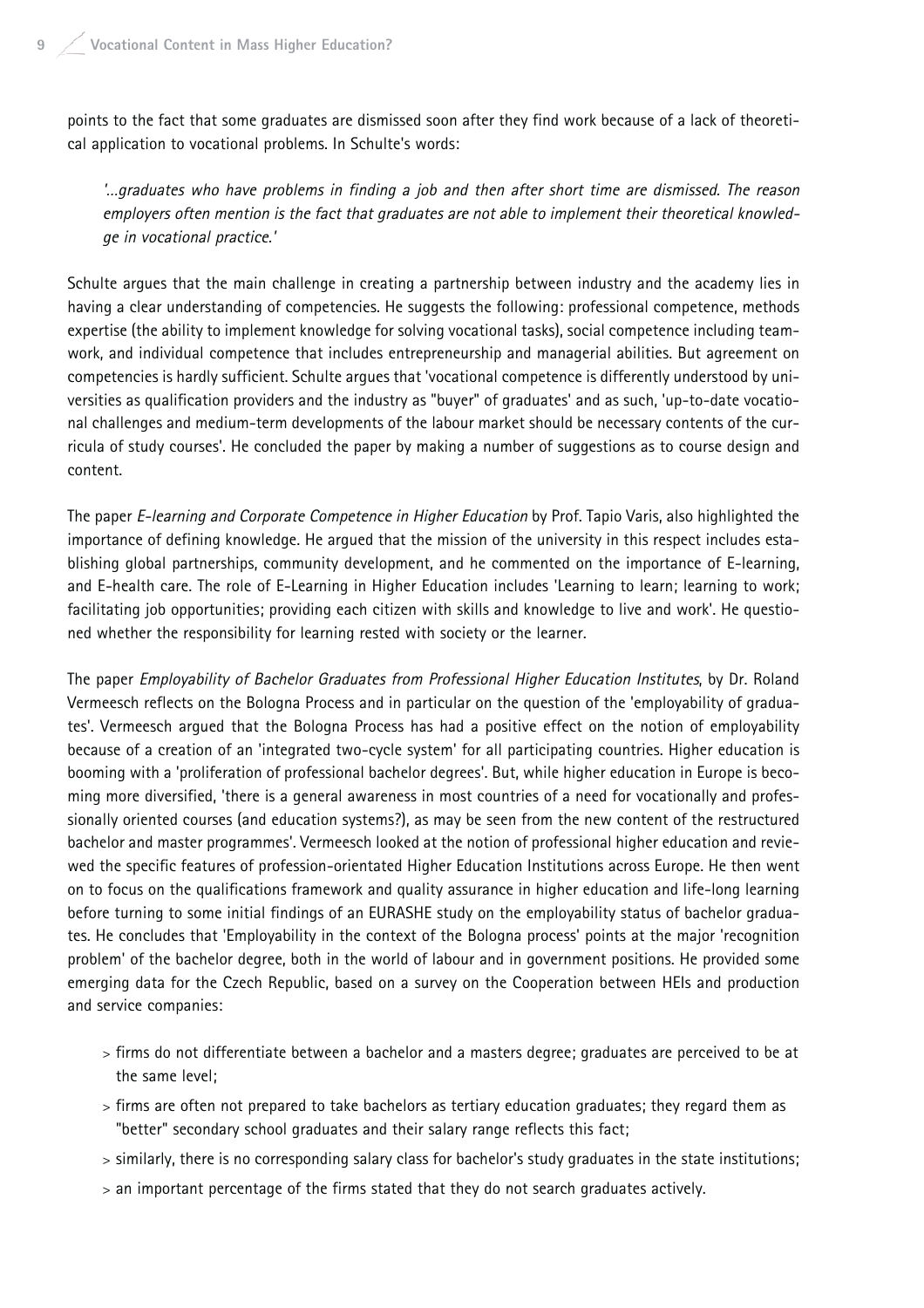points to the fact that some graduates are dismissed soon after they find work because of a lack of theoretical application to vocational problems. In Schulte's words:

*'...graduates who have problems in finding a job and then after short time are dismissed. The reason employers often mention is the fact that graduates are not able to implement their theoretical knowledge in vocational practice.'*

Schulte argues that the main challenge in creating a partnership between industry and the academy lies in having a clear understanding of competencies. He suggests the following: professional competence, methods expertise (the ability to implement knowledge for solving vocational tasks), social competence including teamwork, and individual competence that includes entrepreneurship and managerial abilities. But agreement on competencies is hardly sufficient. Schulte argues that 'vocational competence is differently understood by universities as qualification providers and the industry as "buyer" of graduates' and as such, 'up-to-date vocational challenges and medium-term developments of the labour market should be necessary contents of the curricula of study courses'. He concluded the paper by making a number of suggestions as to course design and content.

The paper *E-learning and Corporate Competence in Higher Education* by Prof. Tapio Varis, also highlighted the importance of defining knowledge. He argued that the mission of the university in this respect includes establishing global partnerships, community development, and he commented on the importance of E-learning, and E-health care. The role of E-Learning in Higher Education includes 'Learning to learn; learning to work; facilitating job opportunities; providing each citizen with skills and knowledge to live and work'. He questioned whether the responsibility for learning rested with society or the learner.

The paper *Employability of Bachelor Graduates from Professional Higher Education Institutes*, by Dr. Roland Vermeesch reflects on the Bologna Process and in particular on the question of the 'employability of graduates'. Vermeesch argued that the Bologna Process has had a positive effect on the notion of employability because of a creation of an 'integrated two-cycle system' for all participating countries. Higher education is booming with a 'proliferation of professional bachelor degrees'. But, while higher education in Europe is becoming more diversified, 'there is a general awareness in most countries of a need for vocationally and professionally oriented courses (and education systems?), as may be seen from the new content of the restructured bachelor and master programmes'. Vermeesch looked at the notion of professional higher education and reviewed the specific features of profession-orientated Higher Education Institutions across Europe. He then went on to focus on the qualifications framework and quality assurance in higher education and life-long learning before turning to some initial findings of an EURASHE study on the employability status of bachelor graduates. He concludes that 'Employability in the context of the Bologna process' points at the major 'recognition problem' of the bachelor degree, both in the world of labour and in government positions. He provided some emerging data for the Czech Republic, based on a survey on the Cooperation between HEIs and production and service companies:

- firms do not differentiate between a bachelor and a masters degree; graduates are perceived to be at the same level;
- firms are often not prepared to take bachelors as tertiary education graduates; they regard them as "better" secondary school graduates and their salary range reflects this fact;
- similarly, there is no corresponding salary class for bachelor's study graduates in the state institutions;
- an important percentage of the firms stated that they do not search graduates actively.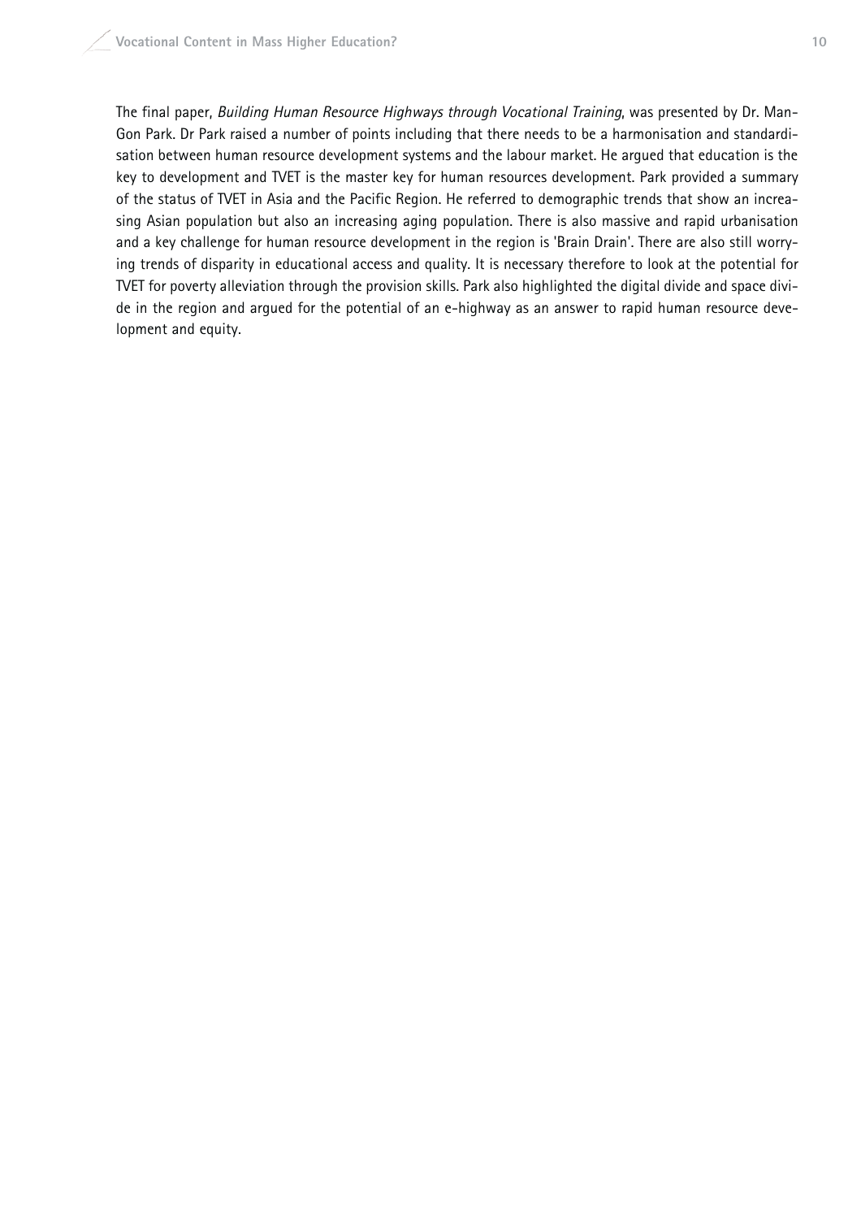The final paper, *Building Human Resource Highways through Vocational Training*, was presented by Dr. Man-Gon Park. Dr Park raised a number of points including that there needs to be a harmonisation and standardisation between human resource development systems and the labour market. He argued that education is the key to development and TVET is the master key for human resources development. Park provided a summary of the status of TVET in Asia and the Pacific Region. He referred to demographic trends that show an increasing Asian population but also an increasing aging population. There is also massive and rapid urbanisation and a key challenge for human resource development in the region is 'Brain Drain'. There are also still worrying trends of disparity in educational access and quality. It is necessary therefore to look at the potential for TVET for poverty alleviation through the provision skills. Park also highlighted the digital divide and space divide in the region and argued for the potential of an e-highway as an answer to rapid human resource development and equity.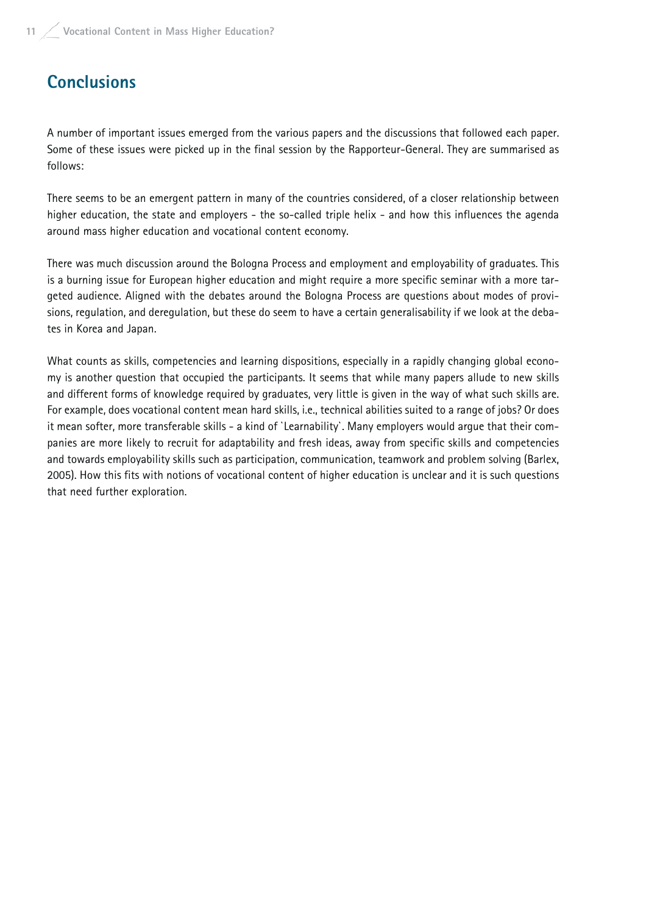## Conclusions

A number of important issues emerged from the various papers and the discussions that followed each paper. Some of these issues were picked up in the final session by the Rapporteur-General. They are summarised as follows:

There seems to be an emergent pattern in many of the countries considered, of a closer relationship between higher education, the state and employers - the so-called triple helix - and how this influences the agenda around mass higher education and vocational content economy.

There was much discussion around the Bologna Process and employment and employability of graduates. This is a burning issue for European higher education and might require a more specific seminar with a more targeted audience. Aligned with the debates around the Bologna Process are questions about modes of provisions, regulation, and deregulation, but these do seem to have a certain generalisability if we look at the debates in Korea and Japan.

What counts as skills, competencies and learning dispositions, especially in a rapidly changing global economy is another question that occupied the participants. It seems that while many papers allude to new skills and different forms of knowledge required by graduates, very little is given in the way of what such skills are. For example, does vocational content mean hard skills, i.e., technical abilities suited to a range of jobs? Or does it mean softer, more transferable skills - a kind of `Learnability`. Many employers would argue that their companies are more likely to recruit for adaptability and fresh ideas, away from specific skills and competencies and towards employability skills such as participation, communication, teamwork and problem solving (Barlex, 2005). How this fits with notions of vocational content of higher education is unclear and it is such questions that need further exploration.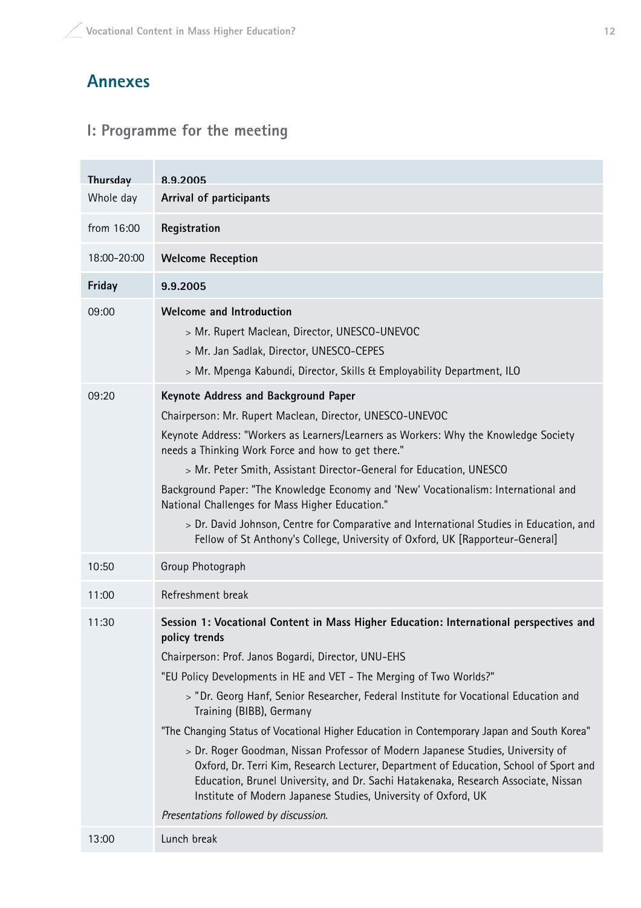# Annexes

## I: Programme for the meeting

| Thursday | 8.9.2005 |
|---|---|
| Whole day | **Arrival of participants** |
| from 16:00 | **Registration** |
| 18:00-20:00 | **Welcome Reception** |
| **Friday** | **9.9.2005** |
| 09:00 | **Welcome and Introduction**<br>> Mr. Rupert Maclean, Director, UNESCO-UNEVOC<br>> Mr. Jan Sadlak, Director, UNESCO-CEPES<br>> Mr. Mpenga Kabundi, Director, Skills & Employability Department, ILO |
| 09:20 | **Keynote Address and Background Paper**<br>Chairperson: Mr. Rupert Maclean, Director, UNESCO-UNEVOC<br>Keynote Address: "Workers as Learners/Learners as Workers: Why the Knowledge Society needs a Thinking Work Force and how to get there."<br>> Mr. Peter Smith, Assistant Director-General for Education, UNESCO<br>Background Paper: "The Knowledge Economy and 'New' Vocationalism: International and National Challenges for Mass Higher Education."<br>> Dr. David Johnson, Centre for Comparative and International Studies in Education, and Fellow of St Anthony's College, University of Oxford, UK [Rapporteur-General] |
| 10:50 | Group Photograph |
| 11:00 | Refreshment break |
| 11:30 | **Session 1: Vocational Content in Mass Higher Education: International perspectives and policy trends**<br>Chairperson: Prof. Janos Bogardi, Director, UNU-EHS<br>"EU Policy Developments in HE and VET - The Merging of Two Worlds?"<br>> "Dr. Georg Hanf, Senior Researcher, Federal Institute for Vocational Education and Training (BIBB), Germany<br>"The Changing Status of Vocational Higher Education in Contemporary Japan and South Korea"<br>> Dr. Roger Goodman, Nissan Professor of Modern Japanese Studies, University of Oxford, Dr. Terri Kim, Research Lecturer, Department of Education, School of Sport and Education, Brunel University, and Dr. Sachi Hatakenaka, Research Associate, Nissan Institute of Modern Japanese Studies, University of Oxford, UK<br>*Presentations followed by discussion.* |
| 13:00 | Lunch break |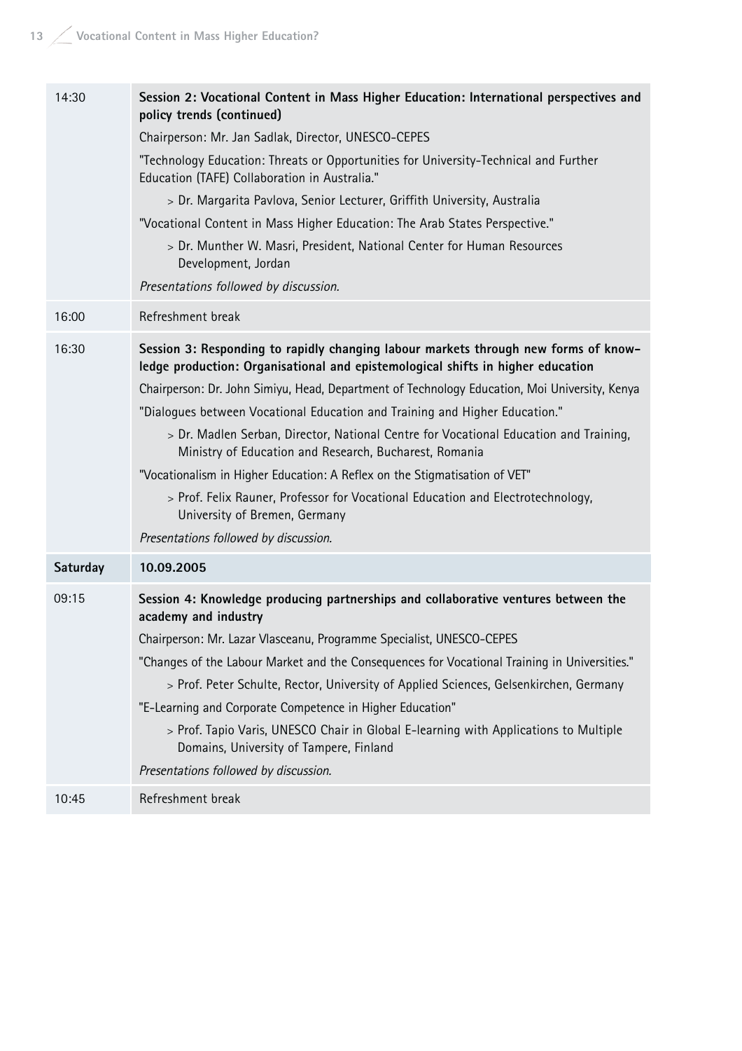| | |
|---|---|
| 14:30 | **Session 2: Vocational Content in Mass Higher Education: International perspectives and policy trends (continued)**<br>Chairperson: Mr. Jan Sadlak, Director, UNESCO-CEPES<br>"Technology Education: Threats or Opportunities for University-Technical and Further Education (TAFE) Collaboration in Australia."<br>> Dr. Margarita Pavlova, Senior Lecturer, Griffith University, Australia<br>"Vocational Content in Mass Higher Education: The Arab States Perspective."<br>> Dr. Munther W. Masri, President, National Center for Human Resources Development, Jordan<br>*Presentations followed by discussion.* |
| 16:00 | Refreshment break |
| 16:30 | **Session 3: Responding to rapidly changing labour markets through new forms of knowledge production: Organisational and epistemological shifts in higher education**<br>Chairperson: Dr. John Simiyu, Head, Department of Technology Education, Moi University, Kenya<br>"Dialogues between Vocational Education and Training and Higher Education."<br>> Dr. Madlen Serban, Director, National Centre for Vocational Education and Training, Ministry of Education and Research, Bucharest, Romania<br>"Vocationalism in Higher Education: A Reflex on the Stigmatisation of VET"<br>> Prof. Felix Rauner, Professor for Vocational Education and Electrotechnology, University of Bremen, Germany<br>*Presentations followed by discussion.* |
| **Saturday** | **10.09.2005** |
| 09:15 | **Session 4: Knowledge producing partnerships and collaborative ventures between the academy and industry**<br>Chairperson: Mr. Lazar Vlasceanu, Programme Specialist, UNESCO-CEPES<br>"Changes of the Labour Market and the Consequences for Vocational Training in Universities."<br>> Prof. Peter Schulte, Rector, University of Applied Sciences, Gelsenkirchen, Germany<br>"E-Learning and Corporate Competence in Higher Education"<br>> Prof. Tapio Varis, UNESCO Chair in Global E-learning with Applications to Multiple Domains, University of Tampere, Finland<br>*Presentations followed by discussion.* |
| 10:45 | Refreshment break |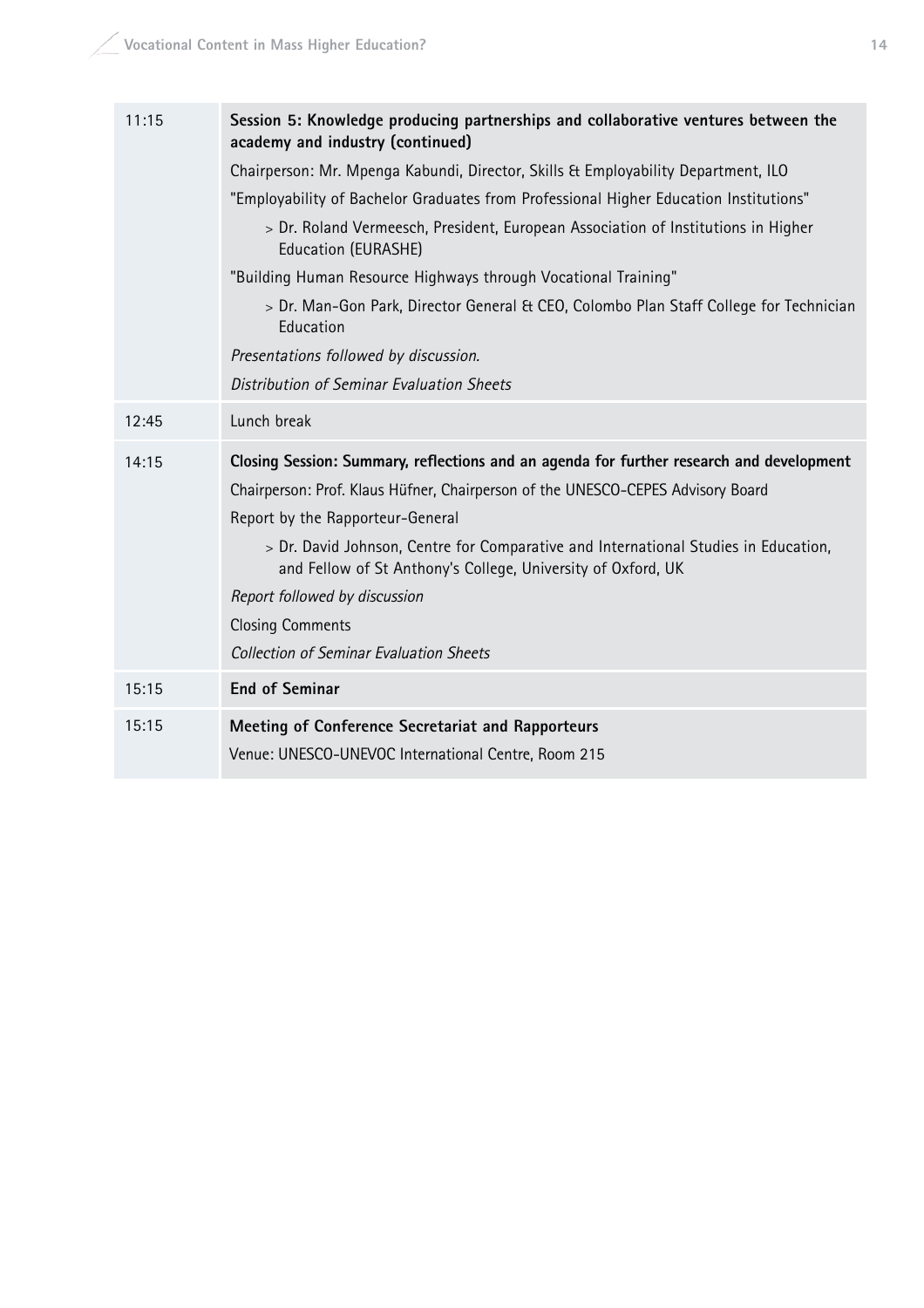| | |
|---|---|
| 11:15 | **Session 5: Knowledge producing partnerships and collaborative ventures between the academy and industry (continued)**<br>Chairperson: Mr. Mpenga Kabundi, Director, Skills & Employability Department, ILO<br>"Employability of Bachelor Graduates from Professional Higher Education Institutions"<br>> Dr. Roland Vermeesch, President, European Association of Institutions in Higher Education (EURASHE)<br>"Building Human Resource Highways through Vocational Training"<br>> Dr. Man-Gon Park, Director General & CEO, Colombo Plan Staff College for Technician Education<br>*Presentations followed by discussion.*<br>*Distribution of Seminar Evaluation Sheets* |
| 12:45 | Lunch break |
| 14:15 | **Closing Session: Summary, reflections and an agenda for further research and development**<br>Chairperson: Prof. Klaus Hüfner, Chairperson of the UNESCO-CEPES Advisory Board<br>Report by the Rapporteur-General<br>> Dr. David Johnson, Centre for Comparative and International Studies in Education, and Fellow of St Anthony's College, University of Oxford, UK<br>*Report followed by discussion*<br>Closing Comments<br>*Collection of Seminar Evaluation Sheets* |
| 15:15 | **End of Seminar** |
| 15:15 | **Meeting of Conference Secretariat and Rapporteurs**<br>Venue: UNESCO-UNEVOC International Centre, Room 215 |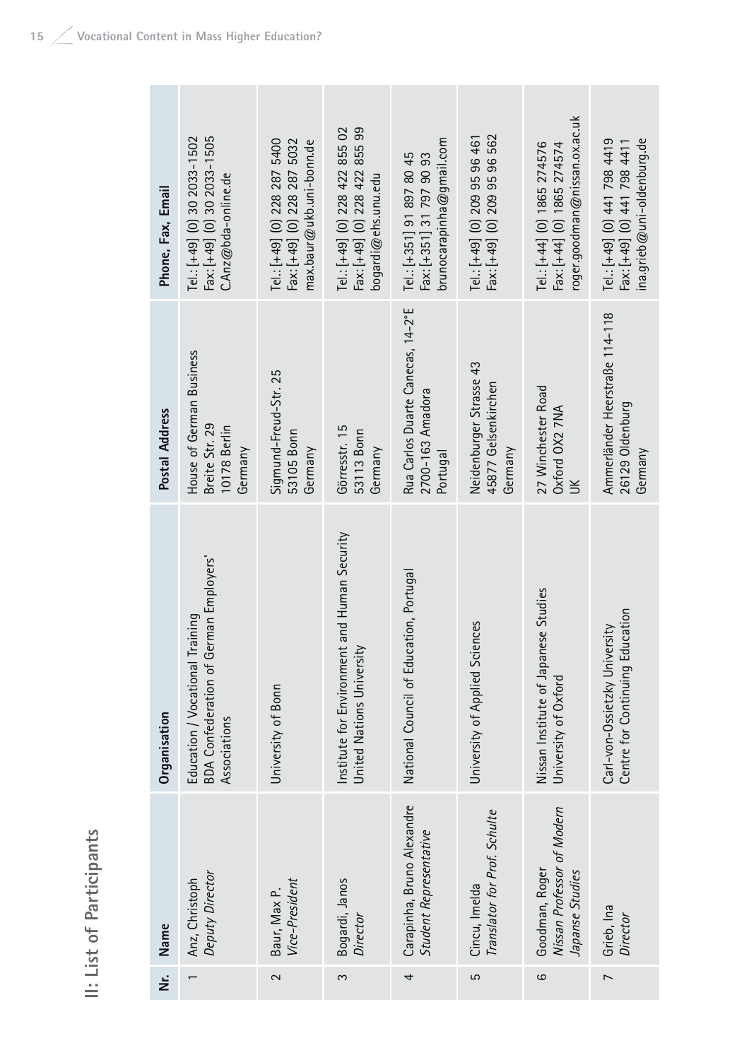# II: List of Participants

| Nr. | Name | Organisation | Postal Address | Phone, Fax, Email |
|---|---|---|---|---|
| 1 | Anz, Christoph<br>*Deputy Director* | Education / Vocational Training<br>BDA Confederation of German Employers' Associations | House of German Business<br>Breite Str. 29<br>10178 Berlin<br>Germany | Tel.: [+49] (0) 30 2033-1502<br>Fax: [+49] (0) 30 2033-1505<br>C.Anz@bda-online.de |
| 2 | Baur, Max P.<br>*Vice-President* | University of Bonn | Sigmund-Freud-Str. 25<br>53105 Bonn<br>Germany | Tel.: [+49] (0) 228 287 5400<br>Fax: [+49] (0) 228 287 5032<br>max.baur@ukb.uni-bonn.de |
| 3 | Bogardi, Janos<br>*Director* | Institute for Environment and Human Security<br>United Nations University | Görresstr. 15<br>53113 Bonn<br>Germany | Tel.: [+49] (0) 228 422 855 02<br>Fax: [+49] (0) 228 422 855 99<br>bogardi@ehs.unu.edu |
| 4 | Carapinha, Bruno Alexandre<br>*Student Representative* | National Council of Education, Portugal | Rua Carlos Duarte Canecas, 14-2°E<br>2700-163 Amadora<br>Portugal | Tel.: [+351] 91 897 80 45<br>Fax: [+351] 31 797 90 93<br>brunocarapinha@gmail.com |
| 5 | Cincu, Imelda<br>*Translator for Prof. Schulte* | University of Applied Sciences | Neidenburger Strasse 43<br>45877 Gelsenkirchen<br>Germany | Tel.: [+49] (0) 209 95 96 461<br>Fax: [+49] (0) 209 95 96 562 |
| 6 | Goodman, Roger<br>*Nissan Professor of Modern Japanese Studies* | Nissan Institute of Japanese Studies<br>University of Oxford | 27 Winchester Road<br>Oxford OX2 7NA<br>UK | Tel.: [+44] (0) 1865 274576<br>Fax: [+44] (0) 1865 274574<br>roger.goodman@nissan.ox.ac.uk |
| 7 | Grieb, Ina<br>*Director* | Carl-von-Ossietzky University<br>Centre for Continuing Education | Ammerländer Heerstraße 114-118<br>26129 Oldenburg<br>Germany | Tel.: [+49] (0) 441 798 4419<br>Fax: [+49] (0) 441 798 4411<br>ina.grieb@uni-oldenburg.de |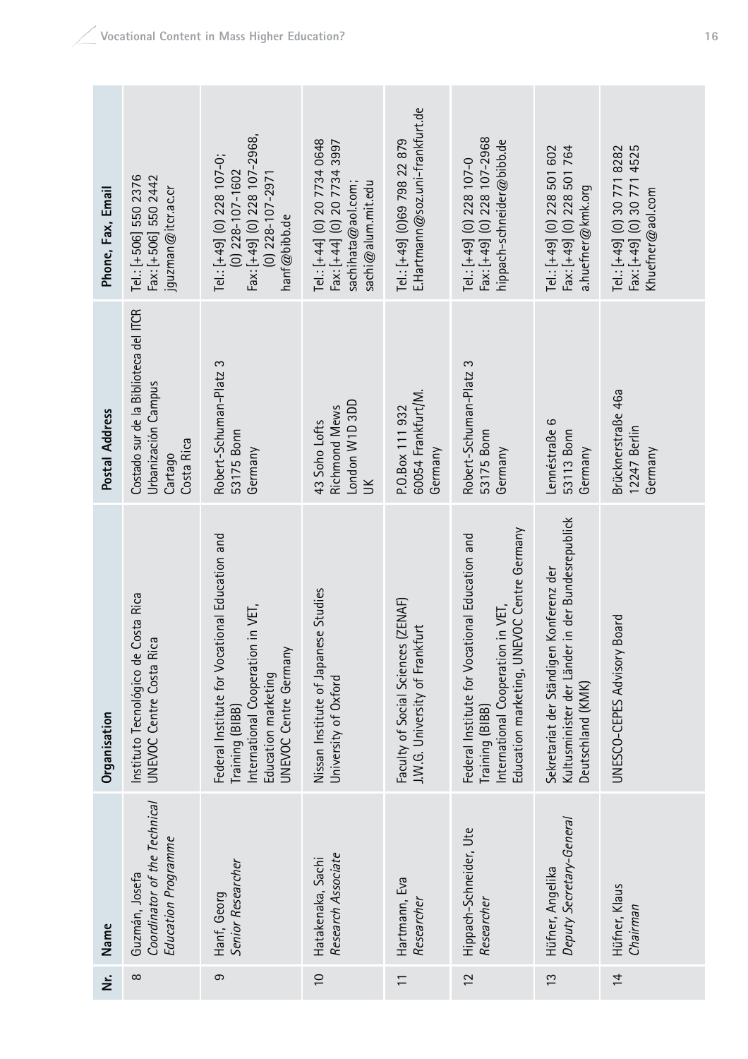| Nr. | Name | Organisation | Postal Address | Phone, Fax, Email |
|---|---|---|---|---|
| 8 | Guzmán, Josefa<br>*Coordinator of the Technical Education Programme* | Instituto Tecnológico de Costa Rica<br>UNEVOC Centre Costa Rica | Costado sur de la Biblioteca del ITCR<br>Urbanización Campus<br>Cartago<br>Costa Rica | Tel.: [+506] 550 2376<br>Fax: [+506] 550 2442<br>jguzman@itcr.ac.cr |
| 9 | Hanf, Georg<br>*Senior Researcher* | Federal Institute for Vocational Education and Training (BIBB)<br>International Cooperation in VET,<br>Education marketing<br>UNEVOC Centre Germany | Robert-Schuman-Platz 3<br>53175 Bonn<br>Germany | Tel.: [+49] (0) 228 107-0;<br>(0) 228-107-1602<br>Fax: [+49] (0) 228 107-2968,<br>(0) 228-107-2971<br>hanf@bibb.de |
| 10 | Hatakenaka, Sachi<br>*Research Associate* | Nissan Institute of Japanese Studies<br>University of Oxford | 43 Soho Lofts<br>Richmond Mews<br>London W1D 3DD<br>UK | Tel.: [+44] (0) 20 7734 0648<br>Fax: [+44] (0) 20 7734 3997<br>sachihata@aol.com;<br>sachi@alum.mit.edu |
| 11 | Hartmann, Eva<br>*Researcher* | Faculty of Social Sciences (ZENAF)<br>J.W.G. University of Frankfurt | P.O.Box 111 932<br>60054 Frankfurt/M.<br>Germany | Tel.: [+49] (0)69 798 22 879<br>E.Hartmann@soz.uni-frankfurt.de |
| 12 | Hippach-Schneider, Ute<br>*Researcher* | Federal Institute for Vocational Education and Training (BIBB)<br>International Cooperation in VET,<br>Education marketing, UNEVOC Centre Germany | Robert-Schuman-Platz 3<br>53175 Bonn<br>Germany | Tel.: [+49] (0) 228 107-0<br>Fax: [+49] (0) 228 107-2968<br>hippach-schneider@bibb.de |
| 13 | Hüfner, Angelika<br>*Deputy Secretary-General* | Sekretariat der Ständigen Konferenz der Kultusminister der Länder in der Bundesrepublick Deutschland (KMK) | Lennéstraße 6<br>53113 Bonn<br>Germany | Tel.: [+49] (0) 228 501 602<br>Fax: [+49] (0) 228 501 764<br>a.huefner@kmk.org |
| 14 | Hüfner, Klaus<br>*Chairman* | UNESCO-CEPES Advisory Board | Brücknerstraße 46a<br>12247 Berlin<br>Germany | Tel.: [+49] (0) 30 771 8282<br>Fax: [+49] (0) 30 771 4525<br>Khuefner@aol.com |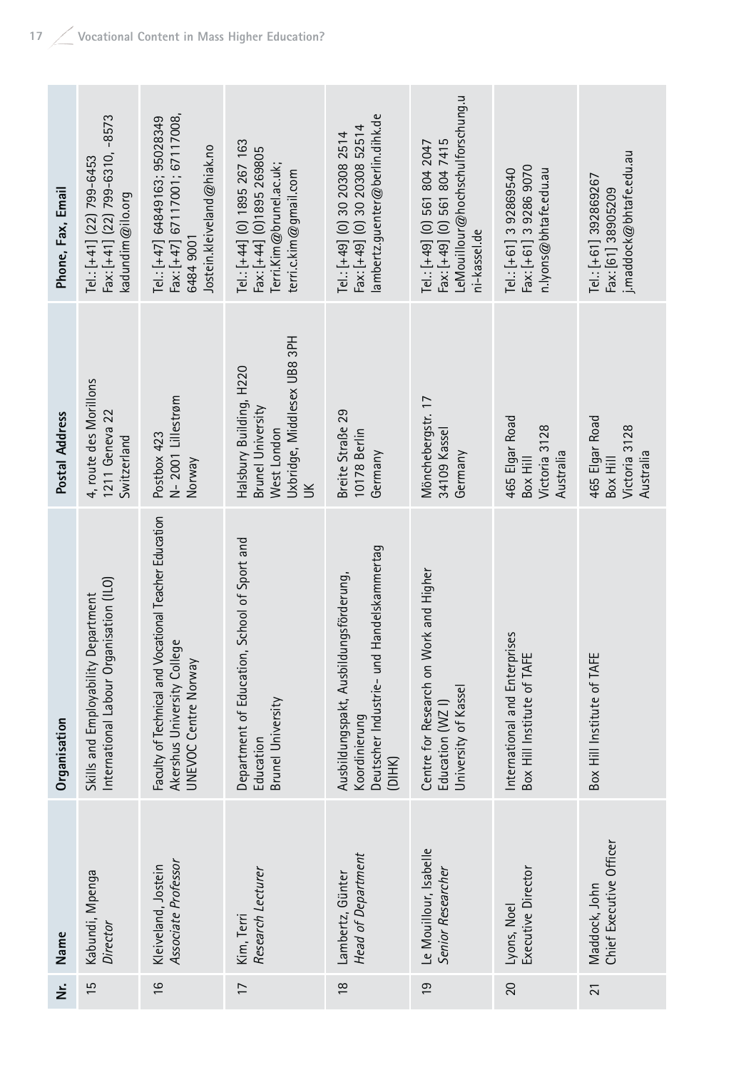| Nr. | Name | Organisation | Postal Address | Phone, Fax, Email |
|---|---|---|---|---|
| 15 | Kabundi, Mpenga<br>*Director* | Skills and Employability Department<br>International Labour Organisation (ILO) | 4, route des Morillons<br>1211 Geneva 22<br>Switzerland | Tel.: [+41] (22) 799-6453<br>Fax: [+41] (22) 799-6310, -8573<br>kadundim@ilo.org |
| 16 | Kleiveland, Jostein<br>*Associate Professor* | Faculty of Technical and Vocational Teacher Education<br>Akershus University College<br>UNEVOC Centre Norway | Postbox 423<br>N- 2001 Lillestrøm<br>Norway | Tel.: [+47] 64849163; 95028349<br>Fax: [+47] 67117001; 67117008,<br>6484 9001<br>Jostein.kleiveland@hiak.no |
| 17 | Kim, Terri<br>*Research Lecturer* | Department of Education, School of Sport and Education<br>Brunel University | Halsbury Building, H220<br>Brunel University<br>West London<br>Uxbridge, Middlesex UB8 3PH<br>UK | Tel.: [+44] (0) 1895 267 163<br>Fax: [+44] (0)1895 269805<br>Terri.Kim@brunel.ac.uk;<br>terri.c.kim@gmail.com |
| 18 | Lambertz, Günter<br>*Head of Department* | Ausbildungspakt, Ausbildungsförderung, Koordinierung<br>Deutscher Industrie- und Handelskammertag (DIHK) | Breite Straße 29<br>10178 Berlin<br>Germany | Tel.: [+49] (0) 30 20308 2514<br>Fax: [+49] (0) 30 20308 52514<br>lambertz.guenter@berlin.dihk.de |
| 19 | Le Mouillour, Isabelle<br>*Senior Researcher* | Centre for Research on Work and Higher Education (WZ I)<br>University of Kassel | Mönchebergstr. 17<br>34109 Kassel<br>Germany | Tel.: [+49] (0) 561 804 2047<br>Fax: [+49] (0) 561 804 7415<br>LeMouillour@hochschulforschung.uni-kassel.de |
| 20 | Lyons, Noel<br>Executive Director | International and Enterprises<br>Box Hill Institute of TAFE | 465 Elgar Road<br>Box Hill<br>Victoria 3128<br>Australia | Tel.: [+61] 3 92869540<br>Fax: [+61] 3 9286 9070<br>n.lyons@bhtafe.edu.au |
| 21 | Maddock, John<br>Chief Executive Officer | Box Hill Institute of TAFE | 465 Elgar Road<br>Box Hill<br>Victoria 3128<br>Australia | Tel.: [+61] 392869267<br>Fax: [61] 38905209<br>j.maddock@bhtafe.edu.au |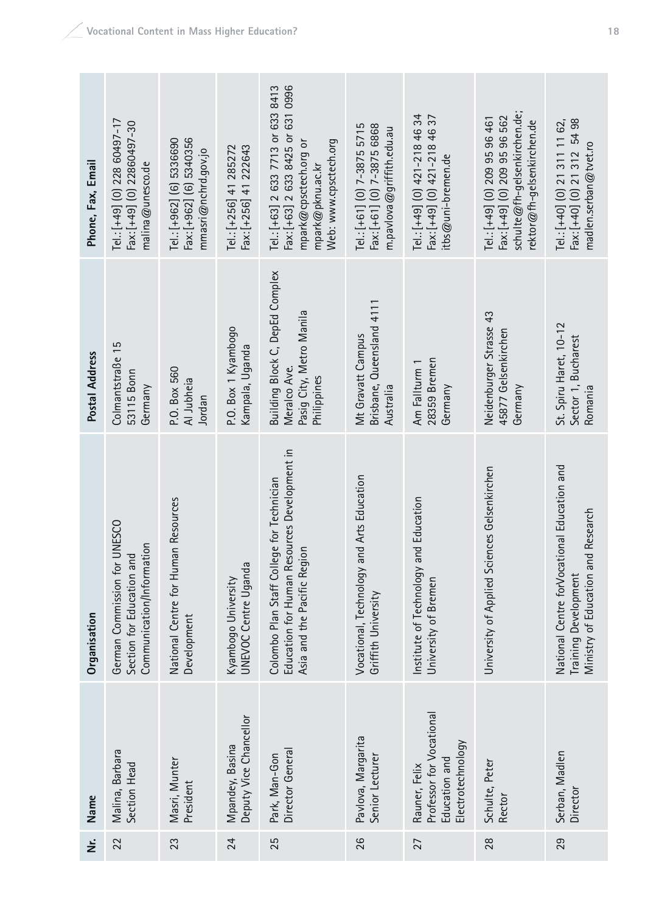| Nr. | Name | Organisation | Postal Address | Phone, Fax, Email |
|---|---|---|---|---|
| 22 | Malina, Barbara<br>Section Head | German Commission for UNESCO<br>Section for Education and Communication/Information | Colmantstraße 15<br>53115 Bonn<br>Germany | Tel.: [+49] (0) 228 60497-17<br>Fax: [+49] (0) 22860497-30<br>malina@unesco.de |
| 23 | Masri, Munter<br>President | National Centre for Human Resources Development | P.O. Box 560<br>Al Jubheia<br>Jordan | Tel.: [+962] (6) 5336690<br>Fax: [+962] (6) 5340356<br>mmasri@nchrd.gov.jo |
| 24 | Mpandey, Basina<br>Deputy Vice Chancellor | Kyambogo University<br>UNEVOC Centre Uganda | P.O. Box 1 Kyambogo<br>Kampala, Uganda | Tel.: [+256] 41 285272<br>Fax: [+256] 41 222643 |
| 25 | Park, Man-Gon<br>Director General | Colombo Plan Staff College for Technician Education for Human Resources Development in Asia and the Pacific Region | Building Block C, DepEd Complex<br>Meralco Ave.<br>Pasig City, Metro Manila<br>Philippines | Tel.: [+63] 2 633 7713 or 633 8413<br>Fax: [+63] 2 633 8425 or 631 0996<br>mpark@cpsctech.org or<br>mpark@pknu.ac.kr<br>Web: www.cpsctech.org |
| 26 | Pavlova, Margarita<br>Senior Lecturer | Vocational, Technology and Arts Education<br>Griffith University | Mt Gravatt Campus<br>Brisbane, Queensland 4111<br>Australia | Tel.: [+61] (0) 7-3875 5715<br>Fax: [+61] (0) 7-3875 6868<br>m.pavlova@griffith.edu.au |
| 27 | Rauner, Felix<br>Professor for Vocational Education and Electrotechnology | Institute of Technology and Education<br>University of Bremen | Am Fallturm 1<br>28359 Bremen<br>Germany | Tel.: [+49] (0) 421-218 46 34<br>Fax: [+49] (0) 421-218 46 37<br>itbs@uni-bremen.de |
| 28 | Schulte, Peter<br>Rector | University of Applied Sciences Gelsenkirchen | Neidenburger Strasse 43<br>45877 Gelsenkirchen<br>Germany | Tel.: [+49] (0) 209 95 96 461<br>Fax: [+49] (0) 209 95 96 562<br>schulte@fh-gelsenkirchen.de;<br>rektor@fh-gelsenkirchen.de |
| 29 | Serban, Madlen<br>Director | National Centre forVocational Education and Training Development<br>Ministry of Education and Research | St. Spiru Haret, 10-12<br>Sector 1, Bucharest<br>Romania | Tel.: [+40] (0) 21 311 11 62,<br>Fax: [+40] (0) 21 312 54 98<br>madlen.serban@tvet.ro |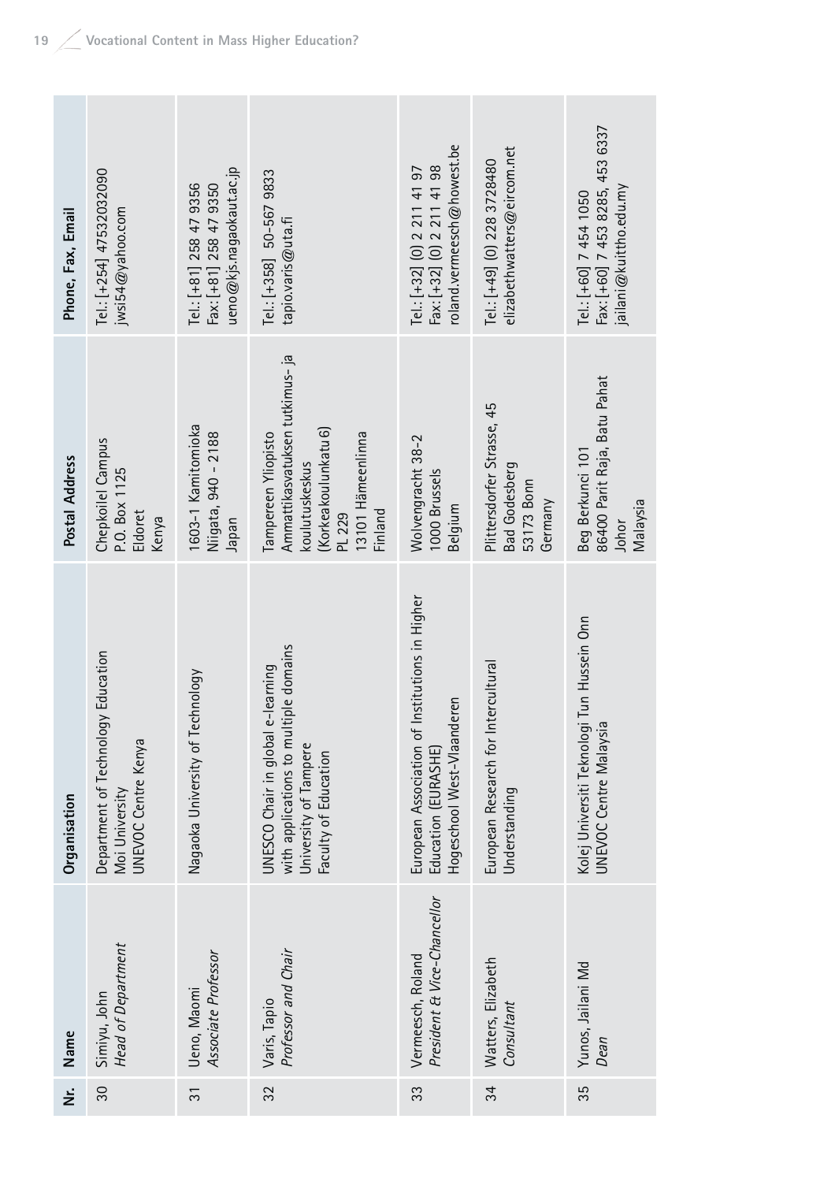| Nr. | Name | Organisation | Postal Address | Phone, Fax, Email |
|---|---|---|---|---|
| 30 | Simiyu, John<br>*Head of Department* | Department of Technology Education<br>Moi University<br>UNEVOC Centre Kenya | Chepkoilel Campus<br>P.O. Box 1125<br>Eldoret<br>Kenya | Tel.: [+254] 47532032090<br>jwsi54@yahoo.com |
| 31 | Ueno, Maomi<br>*Associate Professor* | Nagaoka University of Technology | 1603-1 Kamitomioka<br>Niigata, 940 – 2188<br>Japan | Tel.: [+81] 258 47 9356<br>Fax: [+81] 258 47 9350<br>ueno@kjs.nagaokaut.ac.jp |
| 32 | Varis, Tapio<br>*Professor and Chair* | UNESCO Chair in global e-learning with applications to multiple domains<br>University of Tampere<br>Faculty of Education | Tampereen Yliopisto<br>Ammattikasvatuksen tutkimus- ja koulutuskeskus<br>(Korkeakoulunkatu 6)<br>PL 229<br>13101 Hämeenlinna<br>Finland | Tel.: [+358] 50-567 9833<br>tapio.varis@uta.fi |
| 33 | Vermeesch, Roland<br>*President & Vice-Chancellor* | European Association of Institutions in Higher Education (EURASHE)<br>Hogeschool West-Vlaanderen | Wolvengracht 38-2<br>1000 Brussels<br>Belgium | Tel.: [+32] (0) 2 211 41 97<br>Fax: [+32] (0) 2 211 41 98<br>roland.vermeesch@howest.be |
| 34 | Watters, Elizabeth<br>*Consultant* | European Research for Intercultural Understanding | Plittersdorfer Strasse, 45<br>Bad Godesberg<br>53173 Bonn<br>Germany | Tel.: [+49] (0) 228 3728480<br>elizabethwatters@eircom.net |
| 35 | Yunos, Jailani Md<br>*Dean* | Kolej Universiti Teknologi Tun Hussein Onn<br>UNEVOC Centre Malaysia | Beg Berkunci 101<br>86400 Parit Raja, Batu Pahat<br>Johor<br>Malaysia | Tel.: [+60] 7 454 1050<br>Fax: [+60] 7 453 8285, 453 6337<br>jailani@kuittho.edu.my |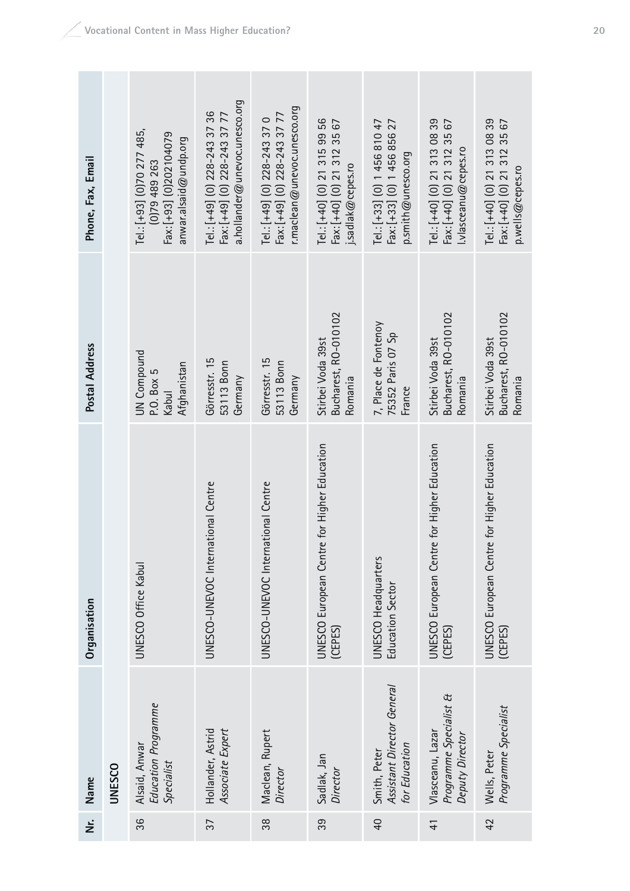| Nr. | Name | Organisation | Postal Address | Phone, Fax, Email |
|---|---|---|---|---|
| | **UNESCO** | | | |
| 36 | Alsaid, Anwar<br>*Education Programme Specialist* | UNESCO Office Kabul | UN Compound<br>P.O. Box 5<br>Kabul<br>Afghanistan | Tel.: [+93] (0)70 277 485, (0)79 489 263<br>Fax: [+93] (0)202104079<br>anwar.alsaid@undp.org |
| 37 | Hollander, Astrid<br>*Associate Expert* | UNESCO-UNEVOC International Centre | Görresstr. 15<br>53113 Bonn<br>Germany | Tel.: [+49] (0) 228-243 37 36<br>Fax: [+49] (0) 228-243 37 77<br>a.hollander@unevoc.unesco.org |
| 38 | Maclean, Rupert<br>*Director* | UNESCO-UNEVOC International Centre | Görresstr. 15<br>53113 Bonn<br>Germany | Tel.: [+49] (0) 228-243 37 0<br>Fax: [+49] (0) 228-243 37 77<br>r.maclean@unevoc.unesco.org |
| 39 | Sadlak, Jan<br>*Director* | UNESCO European Centre for Higher Education (CEPES) | Stirbei Voda 39st<br>Bucharest, RO-010102<br>Romania | Tel.: [+40] (0) 21 315 99 56<br>Fax: [+40] (0) 21 312 35 67<br>j.sadlak@cepes.ro |
| 40 | Smith, Peter<br>*Assistant Director General for Education* | UNESCO Headquarters<br>Education Sector | 7, Place de Fontenoy<br>75352 Paris 07 Sp<br>France | Tel.: [+33] (0) 1 456 810 47<br>Fax: [+33] (0) 1 456 856 27<br>p.smith@unesco.org |
| 41 | Vlasceanu, Lazar<br>*Programme Specialist & Deputy Director* | UNESCO European Centre for Higher Education (CEPES) | Stirbei Voda 39st<br>Bucharest, RO-010102<br>Romania | Tel.: [+40] (0) 21 313 08 39<br>Fax: [+40] (0) 21 312 35 67<br>l.vlasceanu@cepes.ro |
| 42 | Wells, Peter<br>*Programme Specialist* | UNESCO European Centre for Higher Education (CEPES) | Stirbei Voda 39st<br>Bucharest, RO-010102<br>Romania | Tel.: [+40] (0) 21 313 08 39<br>Fax: [+40] (0) 21 312 35 67<br>p.wells@cepes.ro |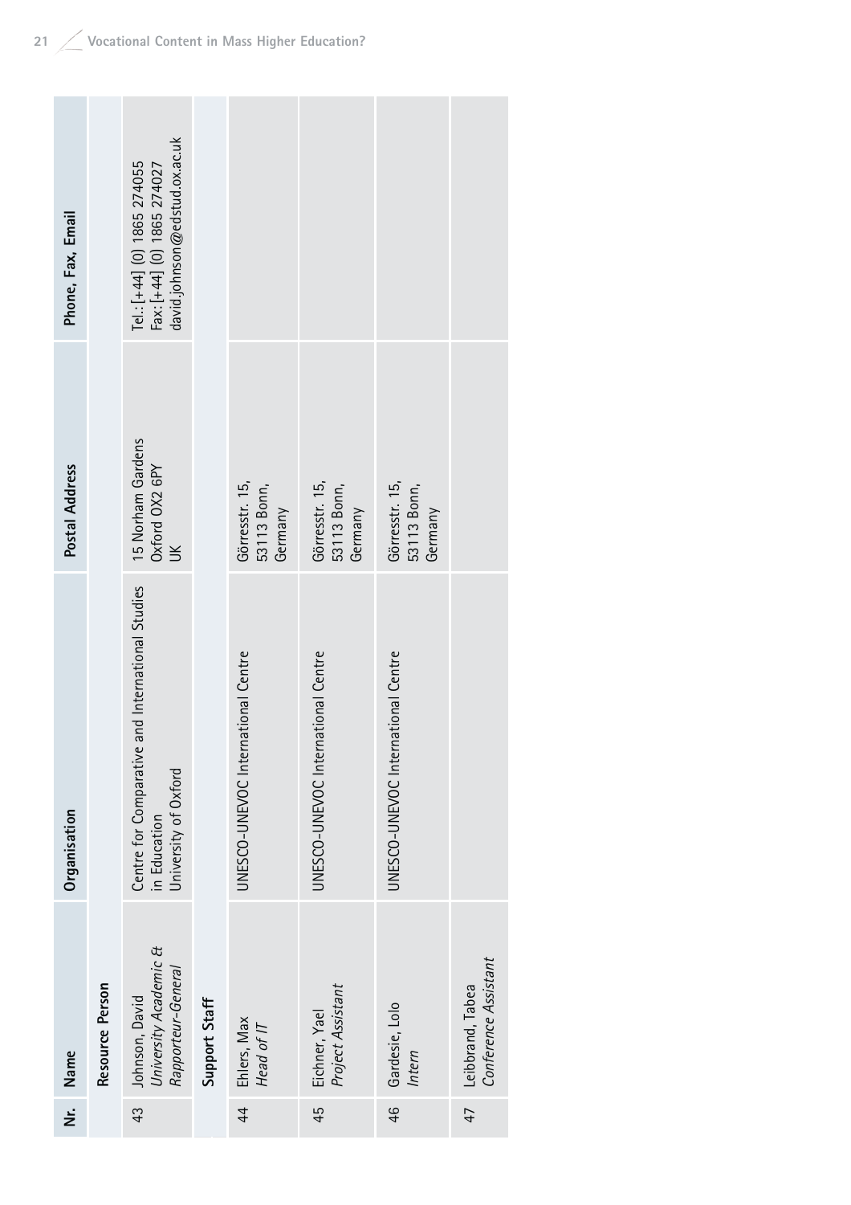| Nr. | Name | Organisation | Postal Address | Phone, Fax, Email |
|---|---|---|---|---|
| | **Resource Person** | | | |
| 43 | Johnson, David<br>*University Academic & Rapporteur-General* | Centre for Comparative and International Studies in Education<br>University of Oxford | 15 Norham Gardens<br>Oxford OX2 6PY<br>UK | Tel.: [+44] (0) 1865 274055<br>Fax: [+44] (0) 1865 274027<br>david.johnson@edstud.ox.ac.uk |
| | **Support Staff** | | | |
| 44 | Ehlers, Max<br>*Head of IT* | UNESCO-UNEVOC International Centre | Görresstr. 15,<br>53113 Bonn,<br>Germany | |
| 45 | Eichner, Yael<br>*Project Assistant* | UNESCO-UNEVOC International Centre | Görresstr. 15,<br>53113 Bonn,<br>Germany | |
| 46 | Gardesie, Lolo<br>*Intern* | UNESCO-UNEVOC International Centre | Görresstr. 15,<br>53113 Bonn,<br>Germany | |
| 47 | Leibbrand, Tabea<br>*Conference Assistant* | | | |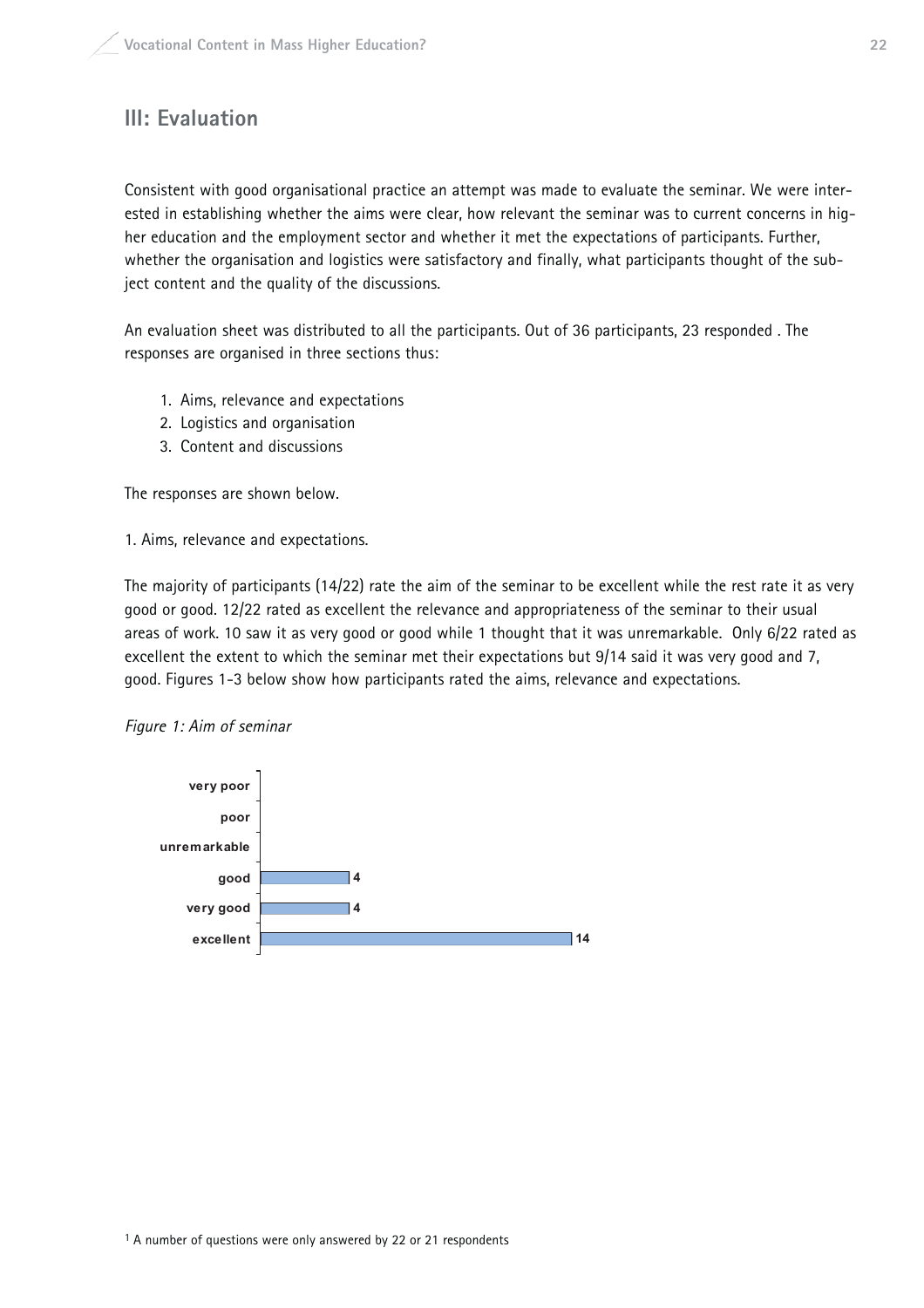## III: Evaluation

Consistent with good organisational practice an attempt was made to evaluate the seminar. We were interested in establishing whether the aims were clear, how relevant the seminar was to current concerns in higher education and the employment sector and whether it met the expectations of participants. Further, whether the organisation and logistics were satisfactory and finally, what participants thought of the subject content and the quality of the discussions.

An evaluation sheet was distributed to all the participants. Out of 36 participants, 23 responded . The responses are organised in three sections thus:

1. Aims, relevance and expectations
2. Logistics and organisation
3. Content and discussions

The responses are shown below.

1. Aims, relevance and expectations.

The majority of participants (14/22) rate the aim of the seminar to be excellent while the rest rate it as very good or good. 12/22 rated as excellent the relevance and appropriateness of the seminar to their usual areas of work. 10 saw it as very good or good while 1 thought that it was unremarkable. Only 6/22 rated as excellent the extent to which the seminar met their expectations but 9/14 said it was very good and 7, good. Figures 1-3 below show how participants rated the aims, relevance and expectations.

*Figure 1: Aim of seminar*

| Rating | Responses |
|---|---|
| very poor | |
| poor | |
| unremarkable | |
| good | 4 |
| very good | 4 |
| excellent | 14 |

[1] A number of questions were only answered by 22 or 21 respondents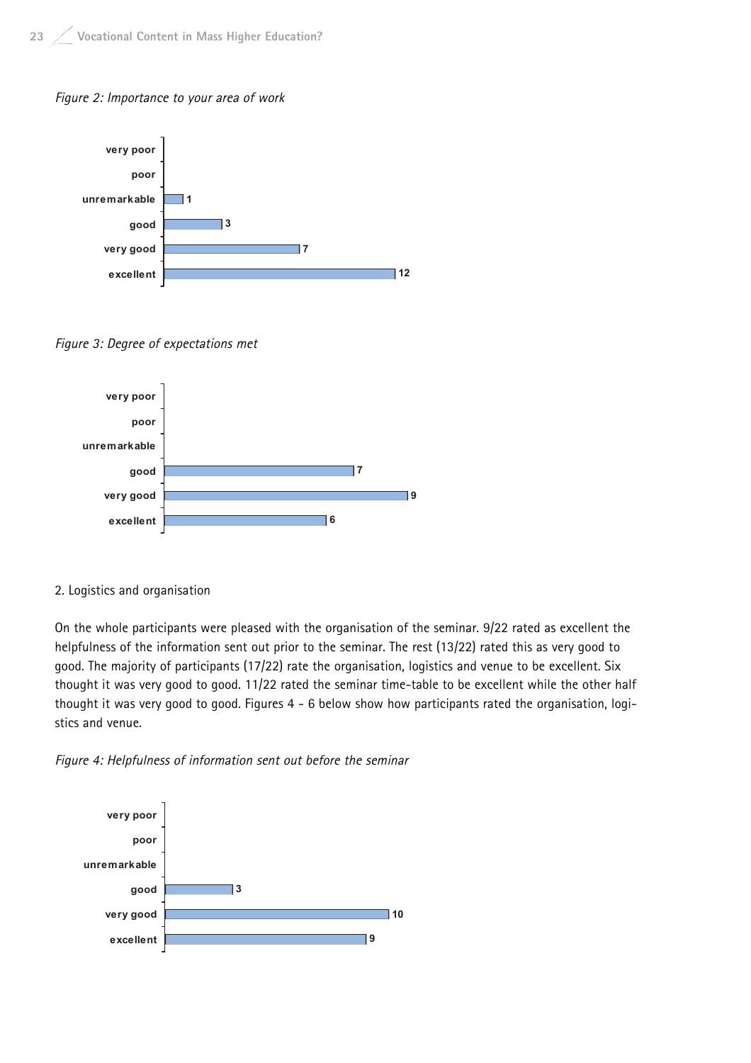*Figure 2: Importance to your area of work*

| Rating | Count |
|---|---|
| very poor | |
| poor | |
| unremarkable | 1 |
| good | 3 |
| very good | 7 |
| excellent | 12 |

*Figure 3: Degree of expectations met*

| Rating | Count |
|---|---|
| very poor | |
| poor | |
| unremarkable | |
| good | 7 |
| very good | 9 |
| excellent | 6 |

2. Logistics and organisation

On the whole participants were pleased with the organisation of the seminar. 9/22 rated as excellent the helpfulness of the information sent out prior to the seminar. The rest (13/22) rated this as very good to good. The majority of participants (17/22) rate the organisation, logistics and venue to be excellent. Six thought it was very good to good. 11/22 rated the seminar time-table to be excellent while the other half thought it was very good to good. Figures 4 - 6 below show how participants rated the organisation, logistics and venue.

*Figure 4: Helpfulness of information sent out before the seminar*

| Rating | Count |
|---|---|
| very poor | |
| poor | |
| unremarkable | |
| good | 3 |
| very good | 10 |
| excellent | 9 |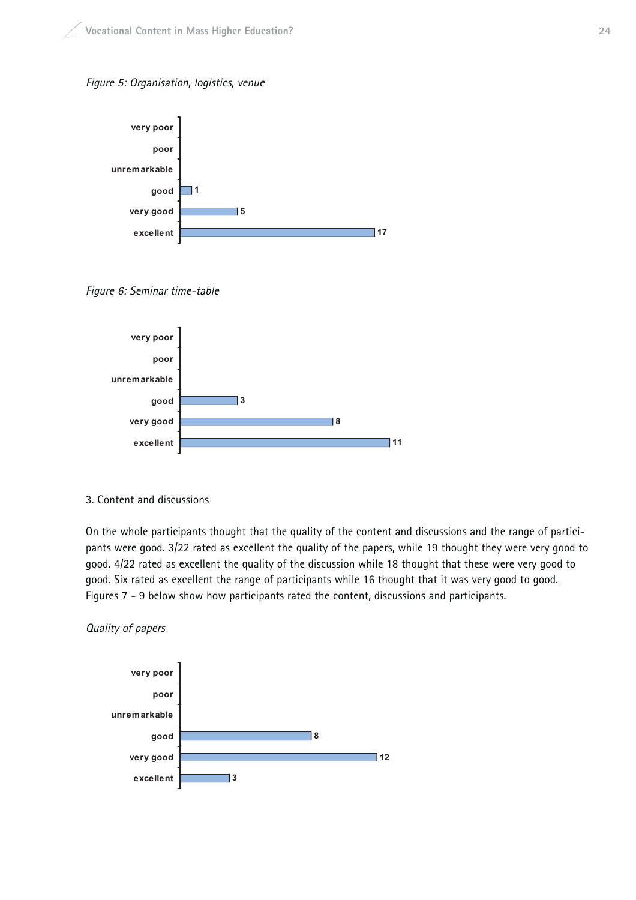*Figure 5: Organisation, logistics, venue*

| Rating | Count |
|---|---|
| very poor | |
| poor | |
| unremarkable | |
| good | 1 |
| very good | 5 |
| excellent | 17 |

*Figure 6: Seminar time-table*

| Rating | Count |
|---|---|
| very poor | |
| poor | |
| unremarkable | |
| good | 3 |
| very good | 8 |
| excellent | 11 |

3. Content and discussions

On the whole participants thought that the quality of the content and discussions and the range of participants were good. 3/22 rated as excellent the quality of the papers, while 19 thought they were very good to good. 4/22 rated as excellent the quality of the discussion while 18 thought that these were very good to good. Six rated as excellent the range of participants while 16 thought that it was very good to good. Figures 7 - 9 below show how participants rated the content, discussions and participants.

*Quality of papers*

| Rating | Count |
|---|---|
| very poor | |
| poor | |
| unremarkable | |
| good | 8 |
| very good | 12 |
| excellent | 3 |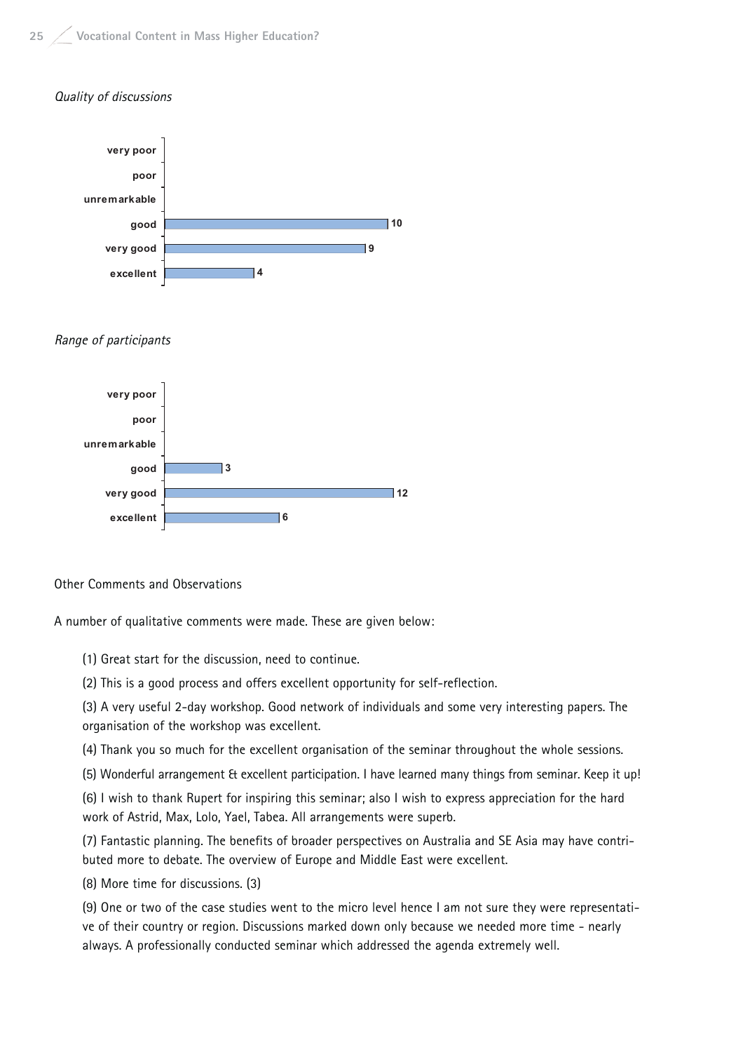*Quality of discussions*

| Rating | Count |
|---|---|
| very poor | |
| poor | |
| unremarkable | |
| good | 10 |
| very good | 9 |
| excellent | 4 |

*Range of participants*

| Rating | Count |
|---|---|
| very poor | |
| poor | |
| unremarkable | |
| good | 3 |
| very good | 12 |
| excellent | 6 |

Other Comments and Observations

A number of qualitative comments were made. These are given below:

(1) Great start for the discussion, need to continue.

(2) This is a good process and offers excellent opportunity for self-reflection.

(3) A very useful 2-day workshop. Good network of individuals and some very interesting papers. The organisation of the workshop was excellent.

(4) Thank you so much for the excellent organisation of the seminar throughout the whole sessions.

(5) Wonderful arrangement & excellent participation. I have learned many things from seminar. Keep it up!

(6) I wish to thank Rupert for inspiring this seminar; also I wish to express appreciation for the hard work of Astrid, Max, Lolo, Yael, Tabea. All arrangements were superb.

(7) Fantastic planning. The benefits of broader perspectives on Australia and SE Asia may have contributed more to debate. The overview of Europe and Middle East were excellent.

(8) More time for discussions. (3)

(9) One or two of the case studies went to the micro level hence I am not sure they were representative of their country or region. Discussions marked down only because we needed more time - nearly always. A professionally conducted seminar which addressed the agenda extremely well.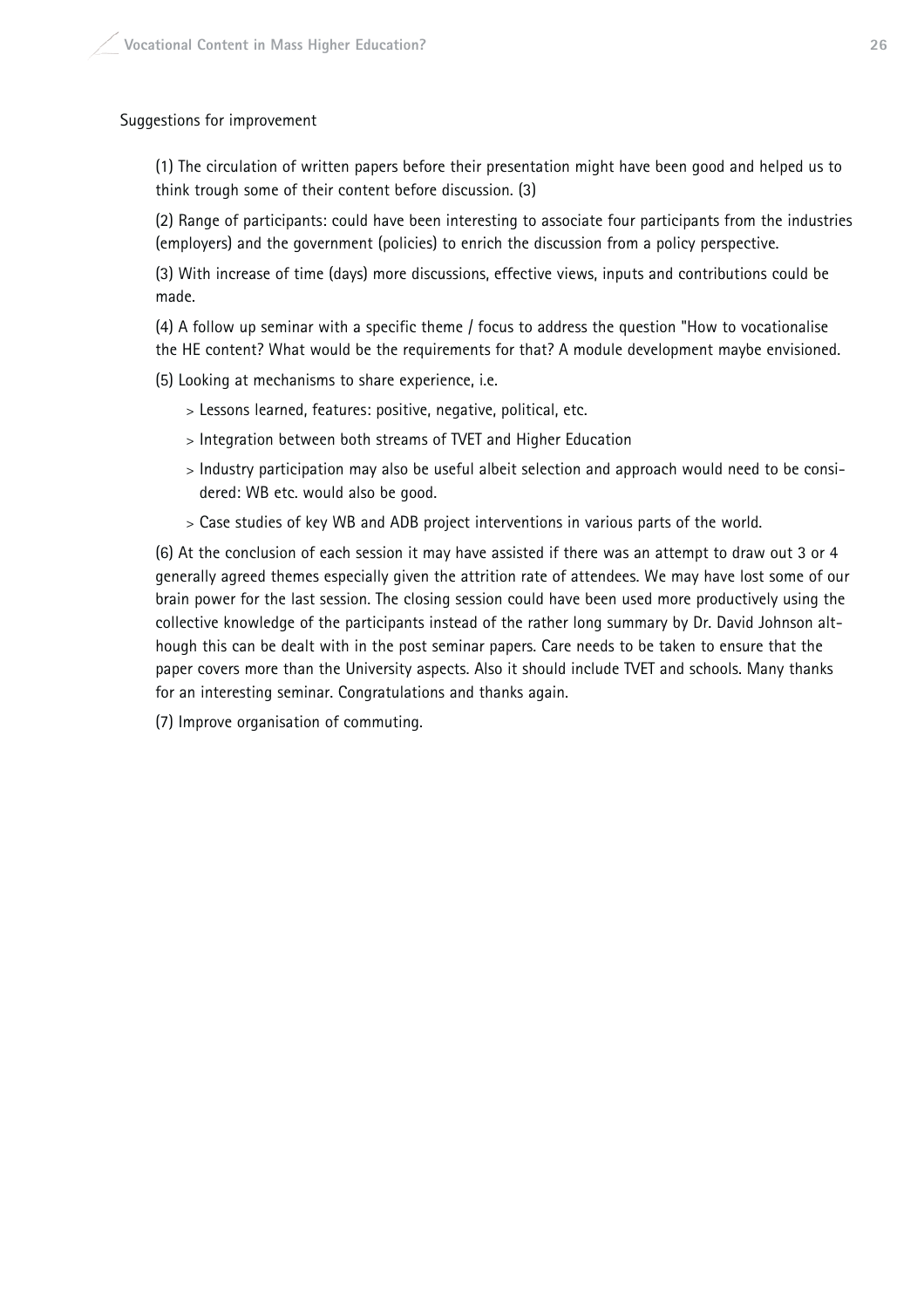Suggestions for improvement

(1) The circulation of written papers before their presentation might have been good and helped us to think trough some of their content before discussion. (3)

(2) Range of participants: could have been interesting to associate four participants from the industries (employers) and the government (policies) to enrich the discussion from a policy perspective.

(3) With increase of time (days) more discussions, effective views, inputs and contributions could be made.

(4) A follow up seminar with a specific theme / focus to address the question "How to vocationalise the HE content? What would be the requirements for that? A module development maybe envisioned.

(5) Looking at mechanisms to share experience, i.e.

> Lessons learned, features: positive, negative, political, etc.

> Integration between both streams of TVET and Higher Education

> Industry participation may also be useful albeit selection and approach would need to be considered: WB etc. would also be good.

> Case studies of key WB and ADB project interventions in various parts of the world.

(6) At the conclusion of each session it may have assisted if there was an attempt to draw out 3 or 4 generally agreed themes especially given the attrition rate of attendees. We may have lost some of our brain power for the last session. The closing session could have been used more productively using the collective knowledge of the participants instead of the rather long summary by Dr. David Johnson although this can be dealt with in the post seminar papers. Care needs to be taken to ensure that the paper covers more than the University aspects. Also it should include TVET and schools. Many thanks for an interesting seminar. Congratulations and thanks again.

(7) Improve organisation of commuting.